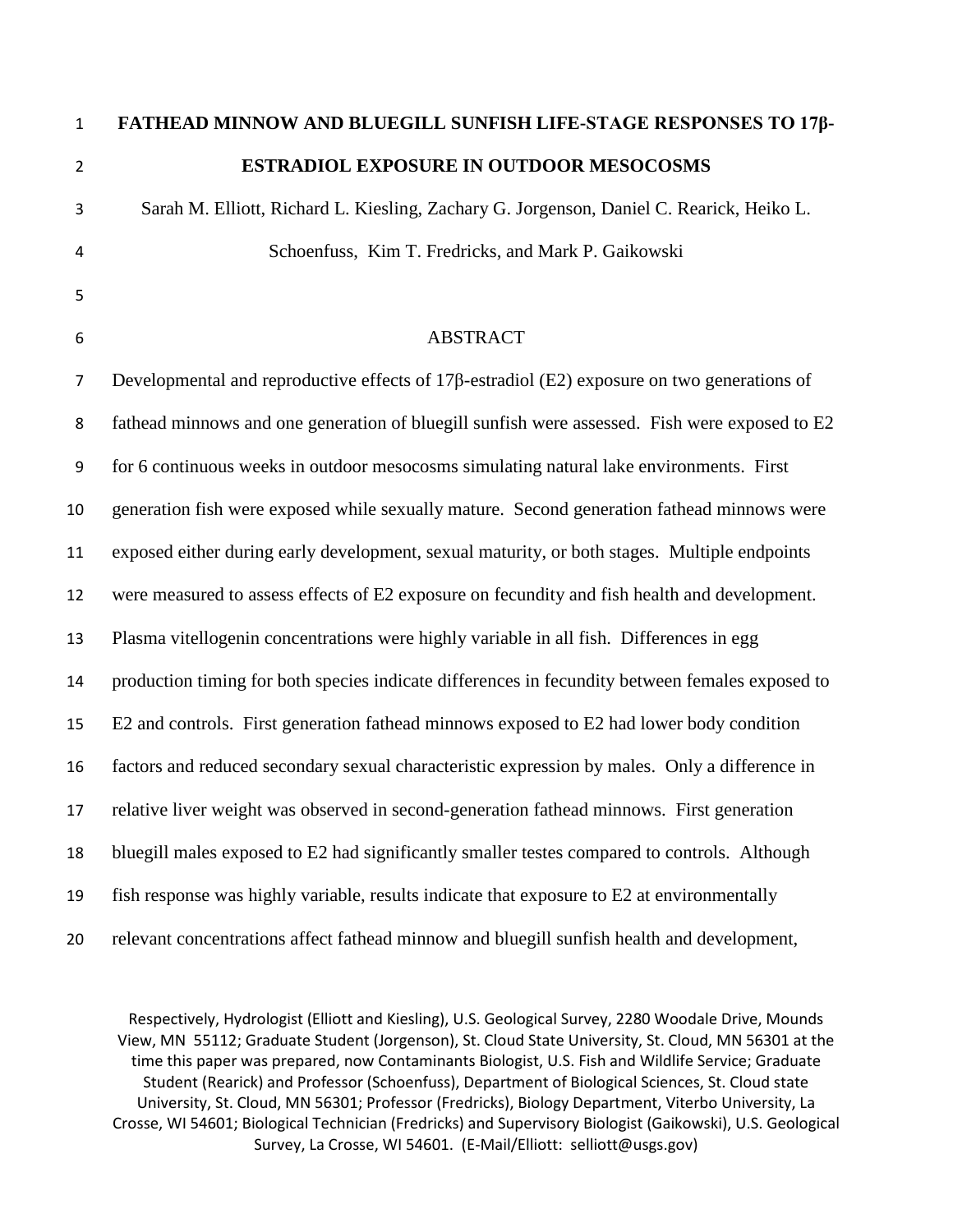# FATHEAD MINNOW AND BLUEGILL SUNFISH LIFE-STAGE RESPONSES TO 17β-ESTRADIOL EXPOSURE IN OUTDOOR MESOCOSMS

Sarah M. Elliott, Richard L. Kiesling, Zachary G. Jorgenson, Daniel C. Rearick, Heiko L. Schoenfuss, Kim T. Fredricks, and Mark P. Gaikowski

## ABSTRACT

Developmental and reproductive effects of 17β-estradiol (E2) exposure on two generations of fathead minnows and one generation of bluegill sunfish were assessed. Fish were exposed to E2 for 6 continuous weeks in outdoor mesocosms simulating natural lake environments. First generation fish were exposed while sexually mature. Second generation fathead minnows were exposed either during early development, sexual maturity, or both stages. Multiple endpoints were measured to assess effects of E2 exposure on fecundity and fish health and development. Plasma vitellogenin concentrations were highly variable in all fish. Differences in egg production timing for both species indicate differences in fecundity between females exposed to E2 and controls. First generation fathead minnows exposed to E2 had lower body condition factors and reduced secondary sexual characteristic expression by males. Only a difference in relative liver weight was observed in second-generation fathead minnows. First generation bluegill males exposed to E2 had significantly smaller testes compared to controls. Although fish response was highly variable, results indicate that exposure to E2 at environmentally relevant concentrations affect fathead minnow and bluegill sunfish health and development,

Respectively, Hydrologist (Elliott and Kiesling), U.S. Geological Survey, 2280 Woodale Drive, Mounds View, MN 55112; Graduate Student (Jorgenson), St. Cloud State University, St. Cloud, MN 56301 at the time this paper was prepared, now Contaminants Biologist, U.S. Fish and Wildlife Service; Graduate Student (Rearick) and Professor (Schoenfuss), Department of Biological Sciences, St. Cloud state University, St. Cloud, MN 56301; Professor (Fredricks), Biology Department, Viterbo University, La Crosse, WI 54601; Biological Technician (Fredricks) and Supervisory Biologist (Gaikowski), U.S. Geological Survey, La Crosse, WI 54601. (E-Mail/Elliott: selliott@usgs.gov)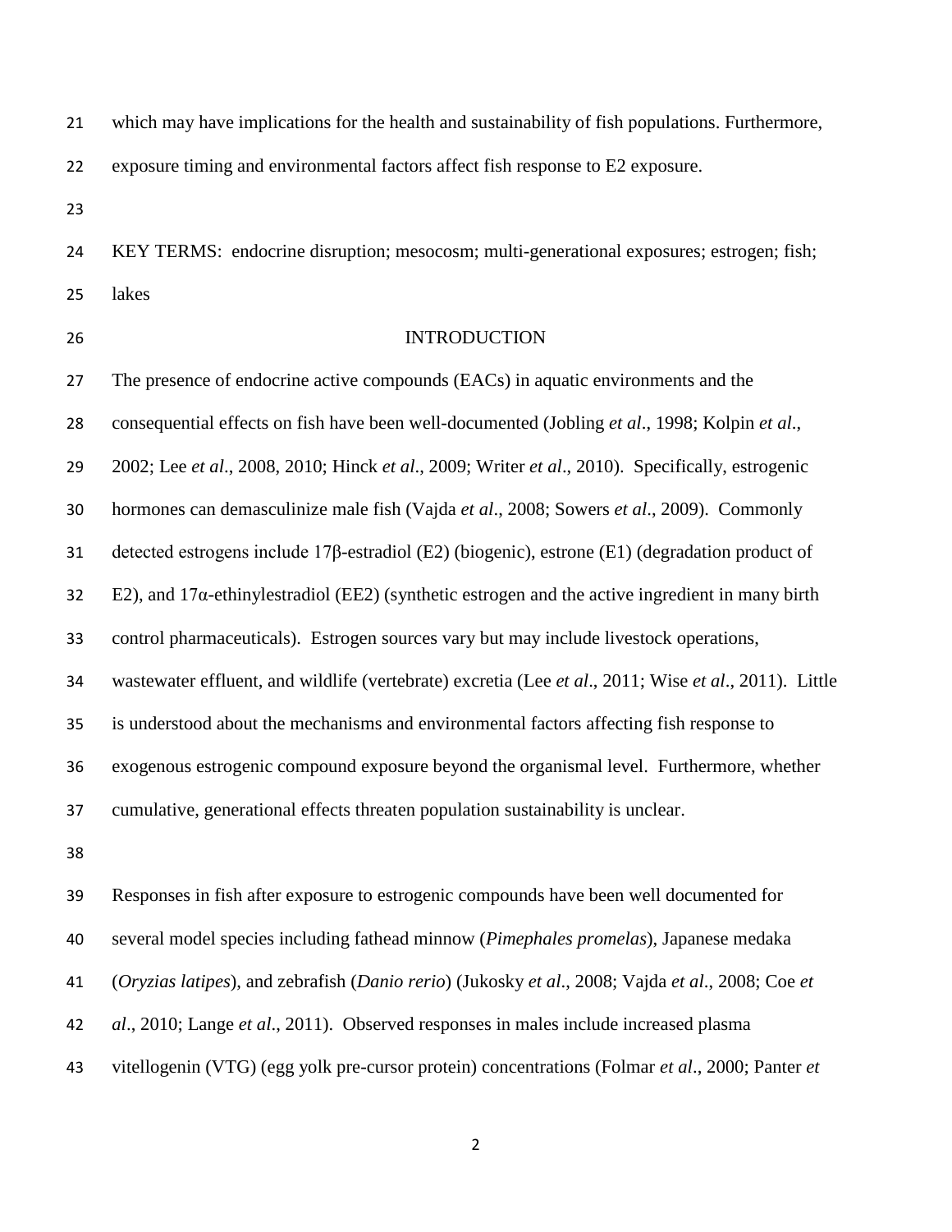which may have implications for the health and sustainability of fish populations. Furthermore, exposure timing and environmental factors affect fish response to E2 exposure.

KEY TERMS: endocrine disruption; mesocosm; multi-generational exposures; estrogen; fish; lakes

## INTRODUCTION

The presence of endocrine active compounds (EACs) in aquatic environments and the consequential effects on fish have been well-documented (Jobling *et al*., 1998; Kolpin *et al*., 2002; Lee *et al*., 2008, 2010; Hinck *et al*., 2009; Writer *et al*., 2010). Specifically, estrogenic hormones can demasculinize male fish (Vajda *et al*., 2008; Sowers *et al*., 2009). Commonly detected estrogens include 17β-estradiol (E2) (biogenic), estrone (E1) (degradation product of E2), and 17α-ethinylestradiol (EE2) (synthetic estrogen and the active ingredient in many birth control pharmaceuticals). Estrogen sources vary but may include livestock operations, wastewater effluent, and wildlife (vertebrate) excretia (Lee *et al*., 2011; Wise *et al*., 2011). Little is understood about the mechanisms and environmental factors affecting fish response to exogenous estrogenic compound exposure beyond the organismal level. Furthermore, whether cumulative, generational effects threaten population sustainability is unclear.

Responses in fish after exposure to estrogenic compounds have been well documented for several model species including fathead minnow (*Pimephales promelas*), Japanese medaka (*Oryzias latipes*), and zebrafish (*Danio rerio*) (Jukosky *et al*., 2008; Vajda *et al*., 2008; Coe *et al*., 2010; Lange *et al*., 2011). Observed responses in males include increased plasma vitellogenin (VTG) (egg yolk pre-cursor protein) concentrations (Folmar *et al*., 2000; Panter *et*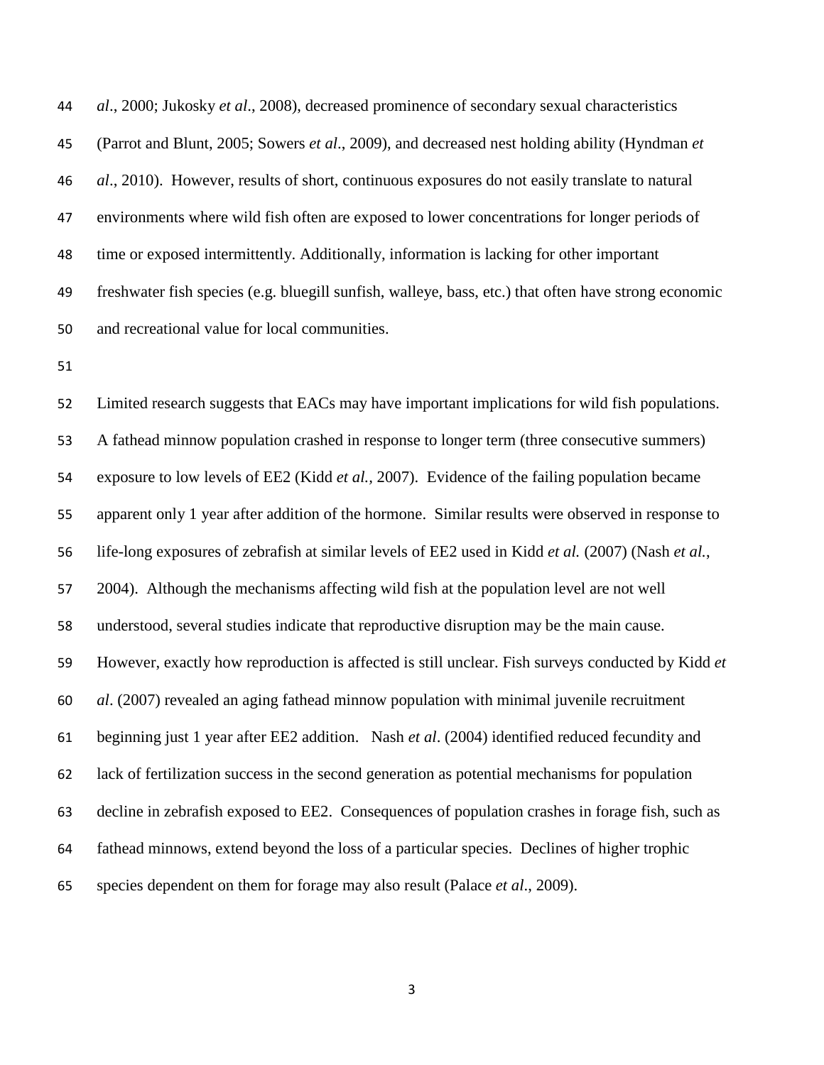*al*., 2000; Jukosky *et al*., 2008), decreased prominence of secondary sexual characteristics (Parrot and Blunt, 2005; Sowers *et al*., 2009), and decreased nest holding ability (Hyndman *et al*., 2010). However, results of short, continuous exposures do not easily translate to natural environments where wild fish often are exposed to lower concentrations for longer periods of time or exposed intermittently. Additionally, information is lacking for other important freshwater fish species (e.g. bluegill sunfish, walleye, bass, etc.) that often have strong economic and recreational value for local communities.

Limited research suggests that EACs may have important implications for wild fish populations. A fathead minnow population crashed in response to longer term (three consecutive summers) exposure to low levels of EE2 (Kidd *et al.,* 2007). Evidence of the failing population became apparent only 1 year after addition of the hormone. Similar results were observed in response to life-long exposures of zebrafish at similar levels of EE2 used in Kidd *et al.* (2007) (Nash *et al.*, 2004). Although the mechanisms affecting wild fish at the population level are not well understood, several studies indicate that reproductive disruption may be the main cause. However, exactly how reproduction is affected is still unclear. Fish surveys conducted by Kidd *et al*. (2007) revealed an aging fathead minnow population with minimal juvenile recruitment beginning just 1 year after EE2 addition. Nash *et al*. (2004) identified reduced fecundity and lack of fertilization success in the second generation as potential mechanisms for population decline in zebrafish exposed to EE2. Consequences of population crashes in forage fish, such as fathead minnows, extend beyond the loss of a particular species. Declines of higher trophic species dependent on them for forage may also result (Palace *et al*., 2009).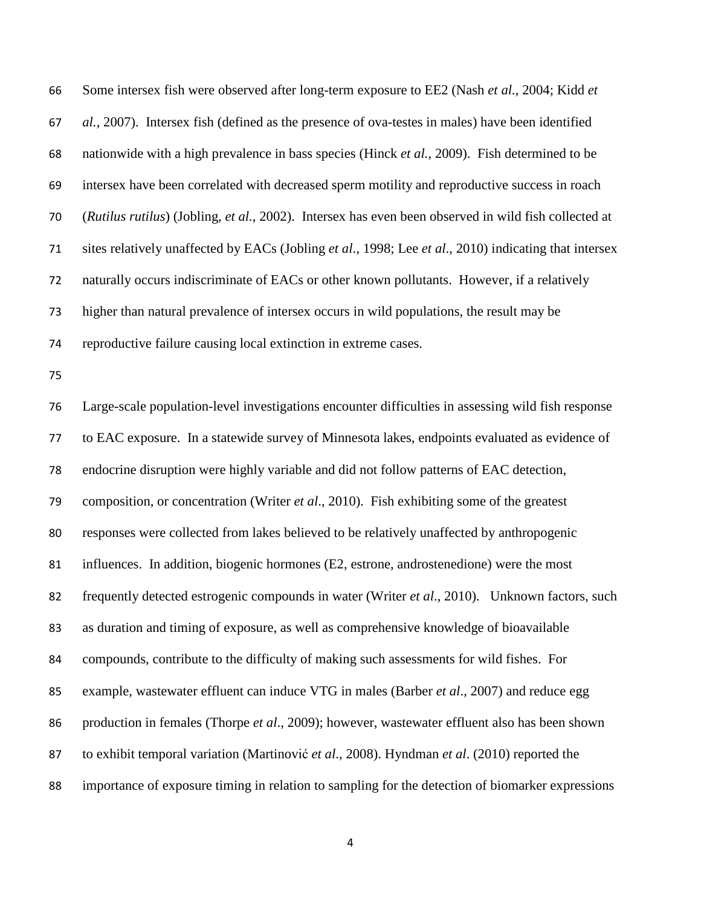Some intersex fish were observed after long-term exposure to EE2 (Nash *et al*., 2004; Kidd *et al.*, 2007). Intersex fish (defined as the presence of ova-testes in males) have been identified nationwide with a high prevalence in bass species (Hinck *et al.*, 2009). Fish determined to be intersex have been correlated with decreased sperm motility and reproductive success in roach (*Rutilus rutilus*) (Jobling, *et al*., 2002). Intersex has even been observed in wild fish collected at sites relatively unaffected by EACs (Jobling *et al*., 1998; Lee *et al*., 2010) indicating that intersex naturally occurs indiscriminate of EACs or other known pollutants. However, if a relatively higher than natural prevalence of intersex occurs in wild populations, the result may be reproductive failure causing local extinction in extreme cases.

Large-scale population-level investigations encounter difficulties in assessing wild fish response to EAC exposure. In a statewide survey of Minnesota lakes, endpoints evaluated as evidence of endocrine disruption were highly variable and did not follow patterns of EAC detection, composition, or concentration (Writer *et al*., 2010). Fish exhibiting some of the greatest responses were collected from lakes believed to be relatively unaffected by anthropogenic influences. In addition, biogenic hormones (E2, estrone, androstenedione) were the most frequently detected estrogenic compounds in water (Writer *et al*., 2010). Unknown factors, such as duration and timing of exposure, as well as comprehensive knowledge of bioavailable compounds, contribute to the difficulty of making such assessments for wild fishes. For example, wastewater effluent can induce VTG in males (Barber *et al*., 2007) and reduce egg production in females (Thorpe *et al*., 2009); however, wastewater effluent also has been shown to exhibit temporal variation (Martinović *et al*., 2008). Hyndman *et al*. (2010) reported the importance of exposure timing in relation to sampling for the detection of biomarker expressions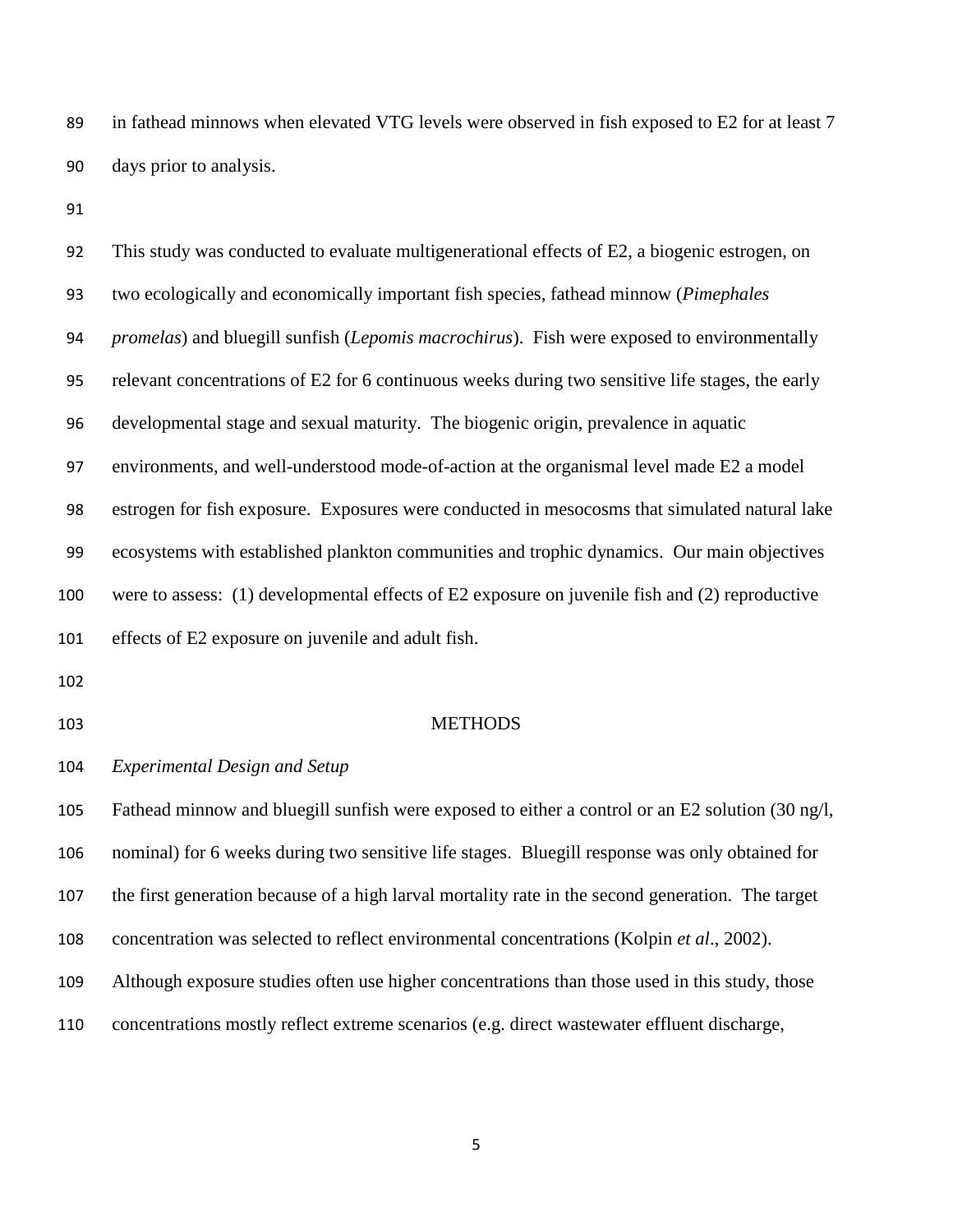in fathead minnows when elevated VTG levels were observed in fish exposed to E2 for at least 7 days prior to analysis.

This study was conducted to evaluate multigenerational effects of E2, a biogenic estrogen, on two ecologically and economically important fish species, fathead minnow (*Pimephales promelas*) and bluegill sunfish (*Lepomis macrochirus*). Fish were exposed to environmentally relevant concentrations of E2 for 6 continuous weeks during two sensitive life stages, the early developmental stage and sexual maturity. The biogenic origin, prevalence in aquatic environments, and well-understood mode-of-action at the organismal level made E2 a model estrogen for fish exposure. Exposures were conducted in mesocosms that simulated natural lake ecosystems with established plankton communities and trophic dynamics. Our main objectives were to assess: (1) developmental effects of E2 exposure on juvenile fish and (2) reproductive effects of E2 exposure on juvenile and adult fish.

## METHODS

### *Experimental Design and Setup*

Fathead minnow and bluegill sunfish were exposed to either a control or an E2 solution (30 ng/l, nominal) for 6 weeks during two sensitive life stages. Bluegill response was only obtained for the first generation because of a high larval mortality rate in the second generation. The target concentration was selected to reflect environmental concentrations (Kolpin *et al*., 2002). Although exposure studies often use higher concentrations than those used in this study, those concentrations mostly reflect extreme scenarios (e.g. direct wastewater effluent discharge,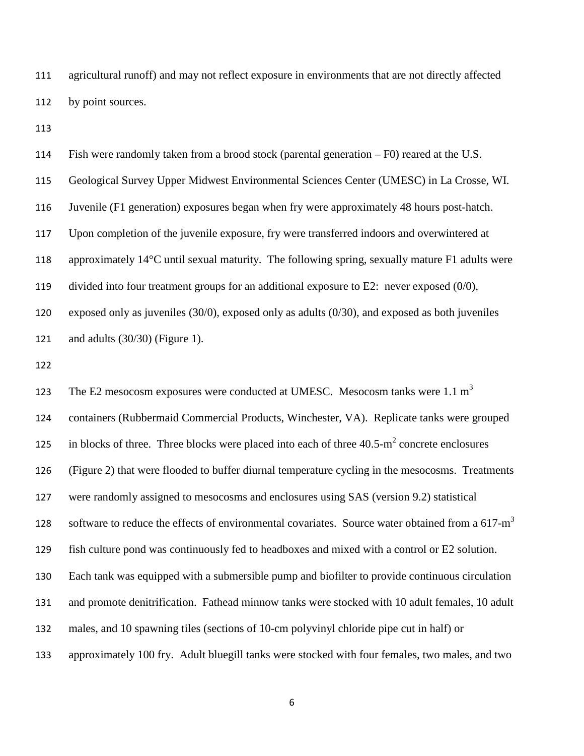agricultural runoff) and may not reflect exposure in environments that are not directly affected by point sources.

Fish were randomly taken from a brood stock (parental generation – F0) reared at the U.S. Geological Survey Upper Midwest Environmental Sciences Center (UMESC) in La Crosse, WI. Juvenile (F1 generation) exposures began when fry were approximately 48 hours post-hatch. Upon completion of the juvenile exposure, fry were transferred indoors and overwintered at approximately 14°C until sexual maturity. The following spring, sexually mature F1 adults were divided into four treatment groups for an additional exposure to E2: never exposed (0/0), exposed only as juveniles (30/0), exposed only as adults (0/30), and exposed as both juveniles and adults (30/30) (Figure 1).

The E2 mesocosm exposures were conducted at UMESC. Mesocosm tanks were 1.1 $m^3$ containers (Rubbermaid Commercial Products, Winchester, VA). Replicate tanks were grouped in blocks of three. Three blocks were placed into each of three 40.5-$m^2$ concrete enclosures (Figure 2) that were flooded to buffer diurnal temperature cycling in the mesocosms. Treatments were randomly assigned to mesocosms and enclosures using SAS (version 9.2) statistical software to reduce the effects of environmental covariates. Source water obtained from a 617-$m^3$ fish culture pond was continuously fed to headboxes and mixed with a control or E2 solution. Each tank was equipped with a submersible pump and biofilter to provide continuous circulation and promote denitrification. Fathead minnow tanks were stocked with 10 adult females, 10 adult males, and 10 spawning tiles (sections of 10-cm polyvinyl chloride pipe cut in half) or approximately 100 fry. Adult bluegill tanks were stocked with four females, two males, and two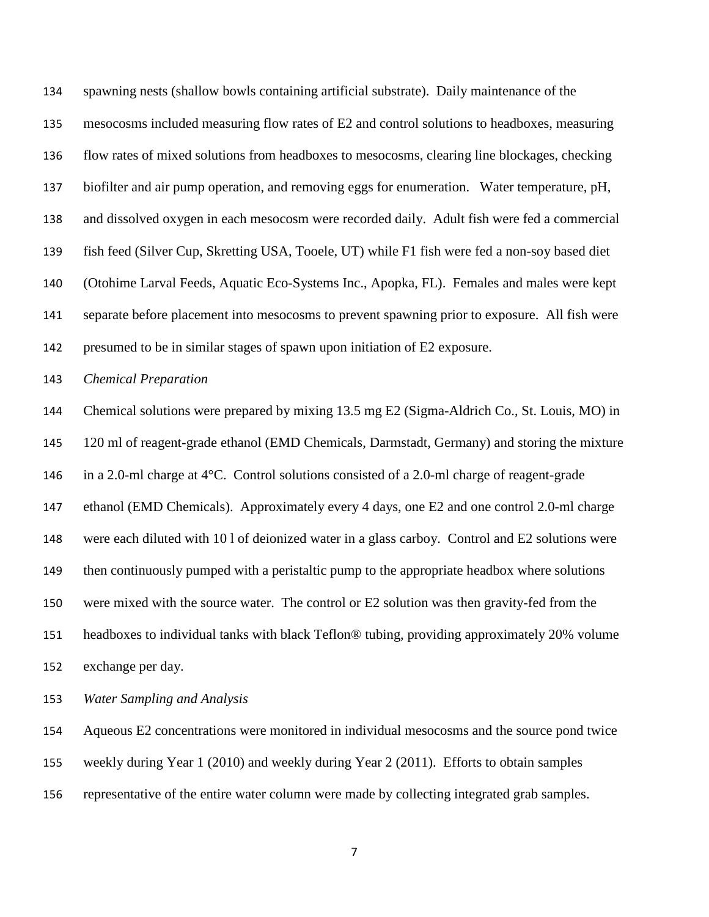spawning nests (shallow bowls containing artificial substrate). Daily maintenance of the mesocosms included measuring flow rates of E2 and control solutions to headboxes, measuring flow rates of mixed solutions from headboxes to mesocosms, clearing line blockages, checking biofilter and air pump operation, and removing eggs for enumeration. Water temperature, pH, and dissolved oxygen in each mesocosm were recorded daily. Adult fish were fed a commercial fish feed (Silver Cup, Skretting USA, Tooele, UT) while F1 fish were fed a non-soy based diet (Otohime Larval Feeds, Aquatic Eco-Systems Inc., Apopka, FL). Females and males were kept separate before placement into mesocosms to prevent spawning prior to exposure. All fish were presumed to be in similar stages of spawn upon initiation of E2 exposure.

*Chemical Preparation*

Chemical solutions were prepared by mixing 13.5 mg E2 (Sigma-Aldrich Co., St. Louis, MO) in 120 ml of reagent-grade ethanol (EMD Chemicals, Darmstadt, Germany) and storing the mixture in a 2.0-ml charge at 4°C. Control solutions consisted of a 2.0-ml charge of reagent-grade ethanol (EMD Chemicals). Approximately every 4 days, one E2 and one control 2.0-ml charge were each diluted with 10 l of deionized water in a glass carboy. Control and E2 solutions were then continuously pumped with a peristaltic pump to the appropriate headbox where solutions were mixed with the source water. The control or E2 solution was then gravity-fed from the headboxes to individual tanks with black Teflon® tubing, providing approximately 20% volume exchange per day.

*Water Sampling and Analysis*

Aqueous E2 concentrations were monitored in individual mesocosms and the source pond twice weekly during Year 1 (2010) and weekly during Year 2 (2011). Efforts to obtain samples representative of the entire water column were made by collecting integrated grab samples.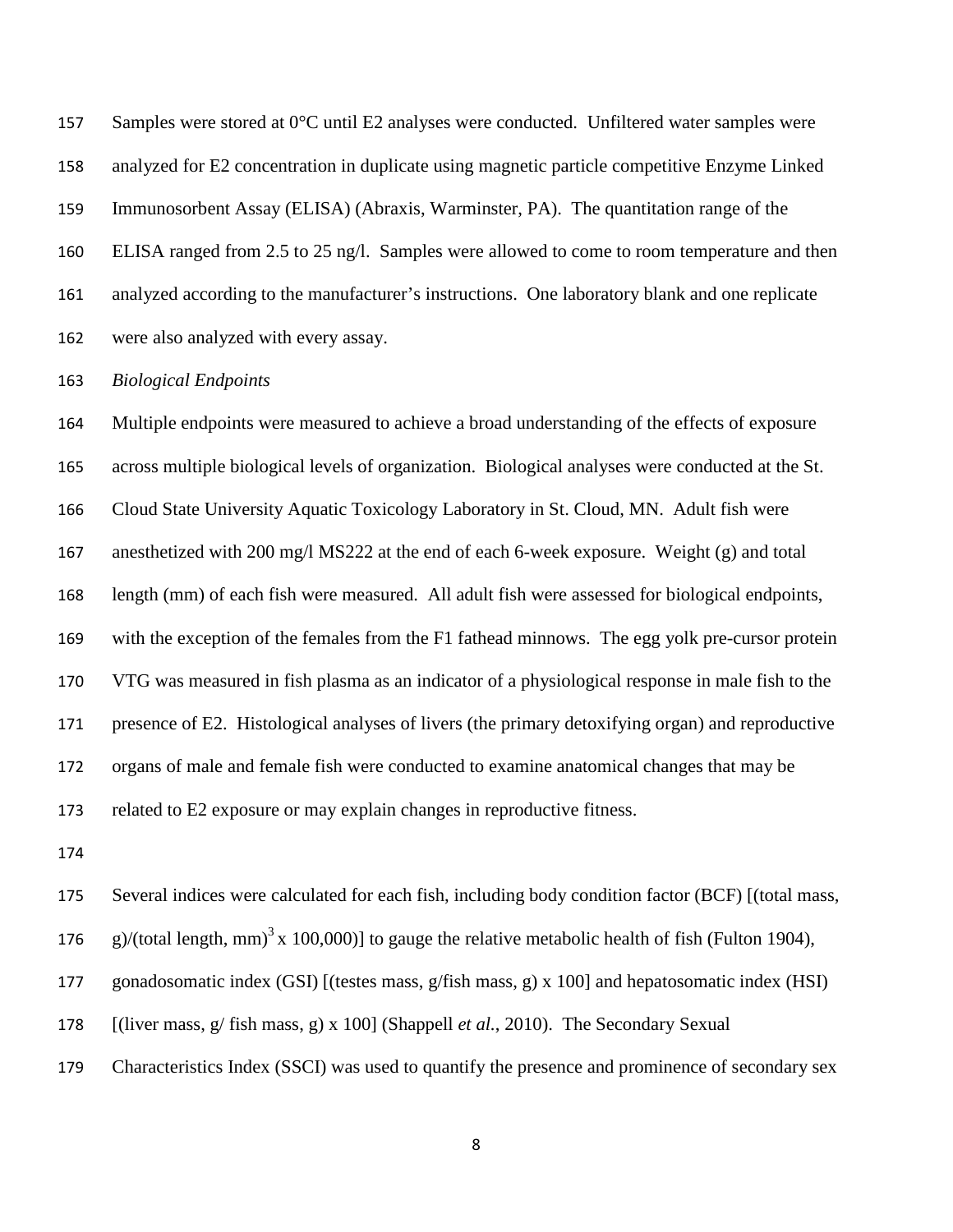Samples were stored at 0°C until E2 analyses were conducted. Unfiltered water samples were analyzed for E2 concentration in duplicate using magnetic particle competitive Enzyme Linked Immunosorbent Assay (ELISA) (Abraxis, Warminster, PA). The quantitation range of the ELISA ranged from 2.5 to 25 ng/l. Samples were allowed to come to room temperature and then analyzed according to the manufacturer's instructions. One laboratory blank and one replicate were also analyzed with every assay.

*Biological Endpoints*

Multiple endpoints were measured to achieve a broad understanding of the effects of exposure across multiple biological levels of organization. Biological analyses were conducted at the St. Cloud State University Aquatic Toxicology Laboratory in St. Cloud, MN. Adult fish were anesthetized with 200 mg/l MS222 at the end of each 6-week exposure. Weight (g) and total length (mm) of each fish were measured. All adult fish were assessed for biological endpoints, with the exception of the females from the F1 fathead minnows. The egg yolk pre-cursor protein VTG was measured in fish plasma as an indicator of a physiological response in male fish to the presence of E2. Histological analyses of livers (the primary detoxifying organ) and reproductive organs of male and female fish were conducted to examine anatomical changes that may be related to E2 exposure or may explain changes in reproductive fitness.

Several indices were calculated for each fish, including body condition factor (BCF) [(total mass, g)/(total length, mm)$^3$ x 100,000)] to gauge the relative metabolic health of fish (Fulton 1904), gonadosomatic index (GSI) [(testes mass, g/fish mass, g) x 100] and hepatosomatic index (HSI) [(liver mass, g/ fish mass, g) x 100] (Shappell *et al.*, 2010). The Secondary Sexual Characteristics Index (SSCI) was used to quantify the presence and prominence of secondary sex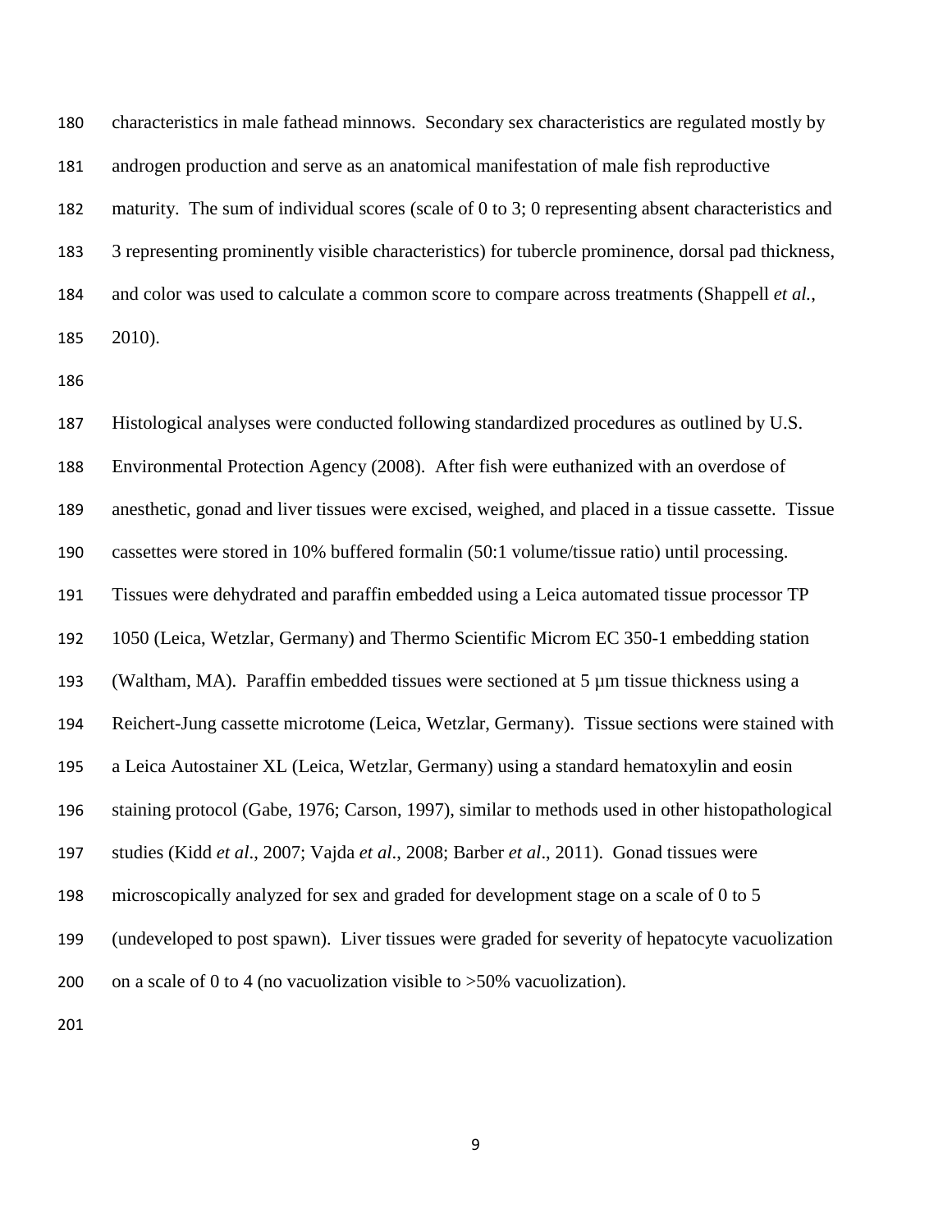characteristics in male fathead minnows. Secondary sex characteristics are regulated mostly by androgen production and serve as an anatomical manifestation of male fish reproductive maturity. The sum of individual scores (scale of 0 to 3; 0 representing absent characteristics and 3 representing prominently visible characteristics) for tubercle prominence, dorsal pad thickness, and color was used to calculate a common score to compare across treatments (Shappell *et al.*, 2010).

Histological analyses were conducted following standardized procedures as outlined by U.S. Environmental Protection Agency (2008). After fish were euthanized with an overdose of anesthetic, gonad and liver tissues were excised, weighed, and placed in a tissue cassette. Tissue cassettes were stored in 10% buffered formalin (50:1 volume/tissue ratio) until processing. Tissues were dehydrated and paraffin embedded using a Leica automated tissue processor TP 1050 (Leica, Wetzlar, Germany) and Thermo Scientific Microm EC 350-1 embedding station (Waltham, MA). Paraffin embedded tissues were sectioned at 5 µm tissue thickness using a Reichert-Jung cassette microtome (Leica, Wetzlar, Germany). Tissue sections were stained with a Leica Autostainer XL (Leica, Wetzlar, Germany) using a standard hematoxylin and eosin staining protocol (Gabe, 1976; Carson, 1997), similar to methods used in other histopathological studies (Kidd *et al*., 2007; Vajda *et al*., 2008; Barber *et al*., 2011). Gonad tissues were microscopically analyzed for sex and graded for development stage on a scale of 0 to 5 (undeveloped to post spawn). Liver tissues were graded for severity of hepatocyte vacuolization on a scale of 0 to 4 (no vacuolization visible to >50% vacuolization).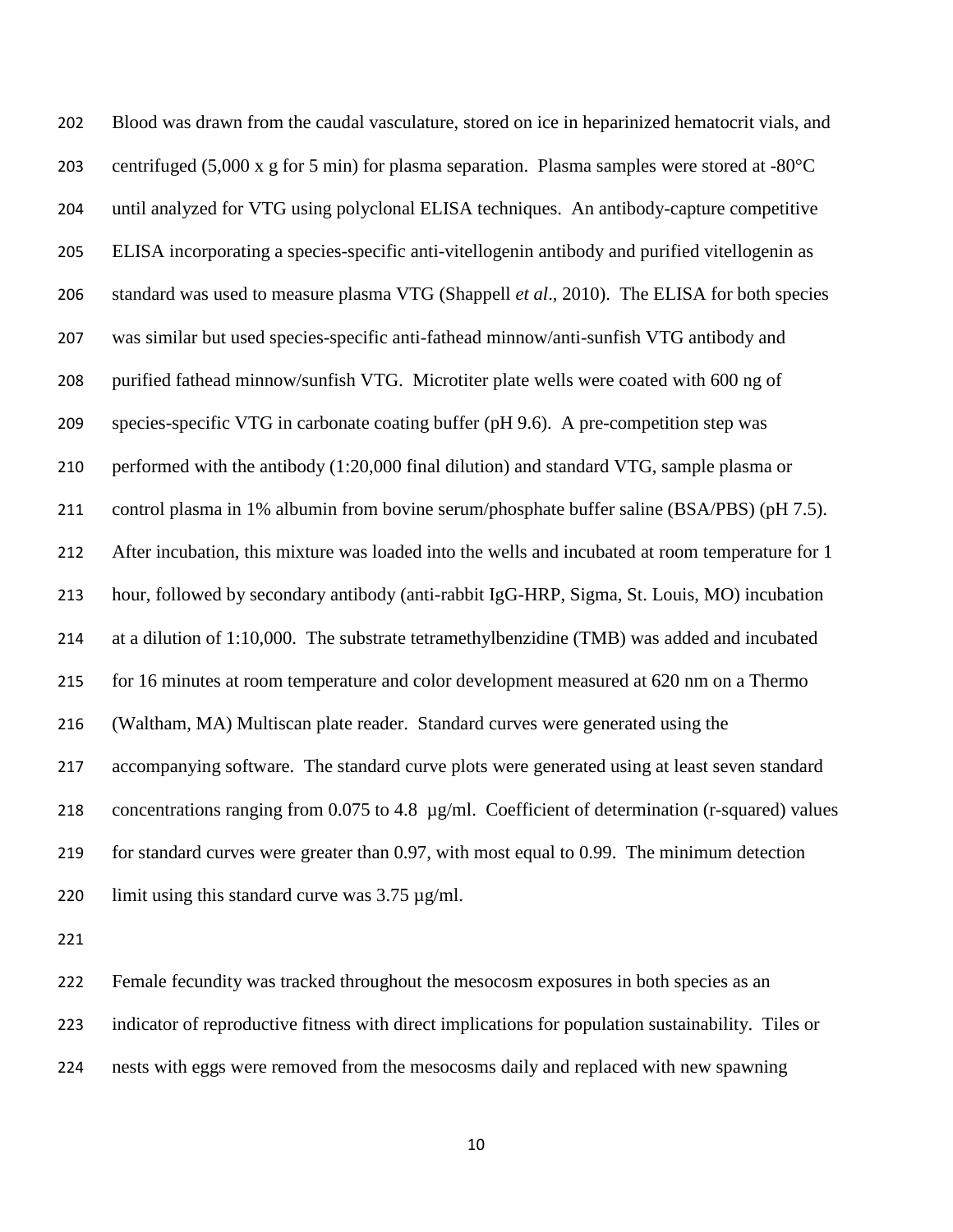Blood was drawn from the caudal vasculature, stored on ice in heparinized hematocrit vials, and centrifuged (5,000 x g for 5 min) for plasma separation. Plasma samples were stored at -80°C until analyzed for VTG using polyclonal ELISA techniques. An antibody-capture competitive ELISA incorporating a species-specific anti-vitellogenin antibody and purified vitellogenin as standard was used to measure plasma VTG (Shappell *et al*., 2010). The ELISA for both species was similar but used species-specific anti-fathead minnow/anti-sunfish VTG antibody and purified fathead minnow/sunfish VTG. Microtiter plate wells were coated with 600 ng of species-specific VTG in carbonate coating buffer (pH 9.6). A pre-competition step was performed with the antibody (1:20,000 final dilution) and standard VTG, sample plasma or control plasma in 1% albumin from bovine serum/phosphate buffer saline (BSA/PBS) (pH 7.5). After incubation, this mixture was loaded into the wells and incubated at room temperature for 1 hour, followed by secondary antibody (anti-rabbit IgG-HRP, Sigma, St. Louis, MO) incubation at a dilution of 1:10,000. The substrate tetramethylbenzidine (TMB) was added and incubated for 16 minutes at room temperature and color development measured at 620 nm on a Thermo (Waltham, MA) Multiscan plate reader. Standard curves were generated using the accompanying software. The standard curve plots were generated using at least seven standard concentrations ranging from 0.075 to 4.8 µg/ml. Coefficient of determination (r-squared) values for standard curves were greater than 0.97, with most equal to 0.99. The minimum detection limit using this standard curve was 3.75 µg/ml.

Female fecundity was tracked throughout the mesocosm exposures in both species as an indicator of reproductive fitness with direct implications for population sustainability. Tiles or nests with eggs were removed from the mesocosms daily and replaced with new spawning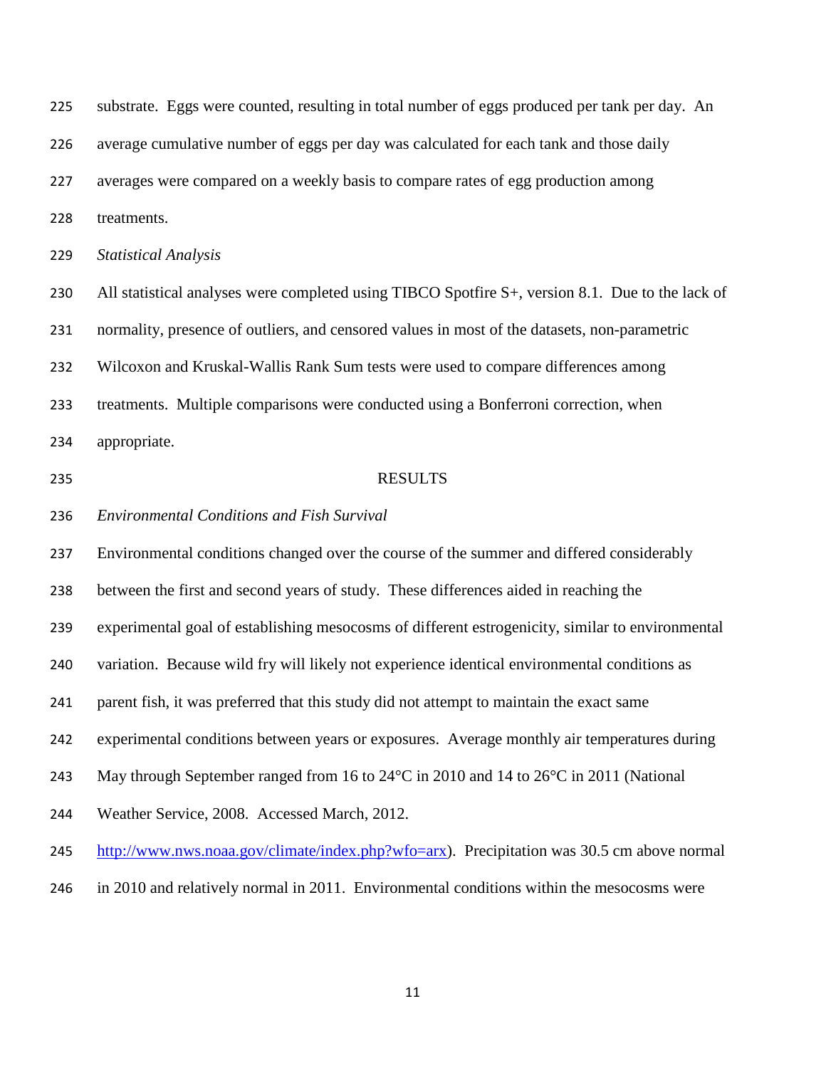substrate. Eggs were counted, resulting in total number of eggs produced per tank per day. An average cumulative number of eggs per day was calculated for each tank and those daily averages were compared on a weekly basis to compare rates of egg production among treatments.

*Statistical Analysis*

All statistical analyses were completed using TIBCO Spotfire S+, version 8.1. Due to the lack of normality, presence of outliers, and censored values in most of the datasets, non-parametric Wilcoxon and Kruskal-Wallis Rank Sum tests were used to compare differences among treatments. Multiple comparisons were conducted using a Bonferroni correction, when appropriate.

## RESULTS

*Environmental Conditions and Fish Survival*

Environmental conditions changed over the course of the summer and differed considerably between the first and second years of study. These differences aided in reaching the experimental goal of establishing mesocosms of different estrogenicity, similar to environmental variation. Because wild fry will likely not experience identical environmental conditions as parent fish, it was preferred that this study did not attempt to maintain the exact same experimental conditions between years or exposures. Average monthly air temperatures during May through September ranged from 16 to 24°C in 2010 and 14 to 26°C in 2011 (National Weather Service, 2008. Accessed March, 2012. http://www.nws.noaa.gov/climate/index.php?wfo=arx). Precipitation was 30.5 cm above normal in 2010 and relatively normal in 2011. Environmental conditions within the mesocosms were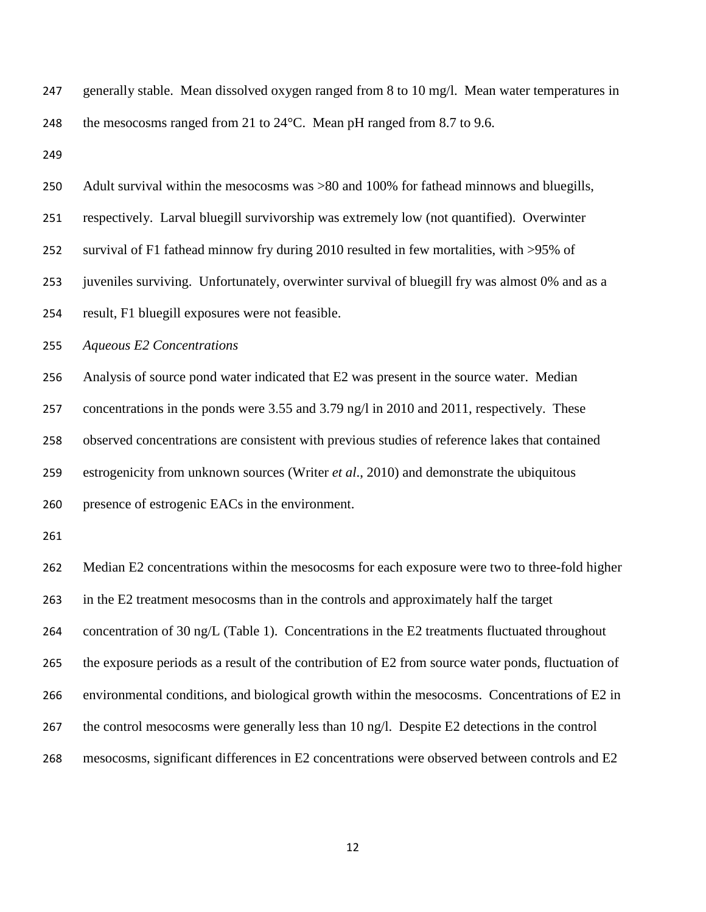generally stable. Mean dissolved oxygen ranged from 8 to 10 mg/l. Mean water temperatures in the mesocosms ranged from 21 to 24°C. Mean pH ranged from 8.7 to 9.6.

Adult survival within the mesocosms was >80 and 100% for fathead minnows and bluegills, respectively. Larval bluegill survivorship was extremely low (not quantified). Overwinter survival of F1 fathead minnow fry during 2010 resulted in few mortalities, with >95% of juveniles surviving. Unfortunately, overwinter survival of bluegill fry was almost 0% and as a result, F1 bluegill exposures were not feasible.

*Aqueous E2 Concentrations*

Analysis of source pond water indicated that E2 was present in the source water. Median concentrations in the ponds were 3.55 and 3.79 ng/l in 2010 and 2011, respectively. These observed concentrations are consistent with previous studies of reference lakes that contained estrogenicity from unknown sources (Writer *et al*., 2010) and demonstrate the ubiquitous presence of estrogenic EACs in the environment.

Median E2 concentrations within the mesocosms for each exposure were two to three-fold higher in the E2 treatment mesocosms than in the controls and approximately half the target concentration of 30 ng/L (Table 1). Concentrations in the E2 treatments fluctuated throughout the exposure periods as a result of the contribution of E2 from source water ponds, fluctuation of environmental conditions, and biological growth within the mesocosms. Concentrations of E2 in the control mesocosms were generally less than 10 ng/l. Despite E2 detections in the control mesocosms, significant differences in E2 concentrations were observed between controls and E2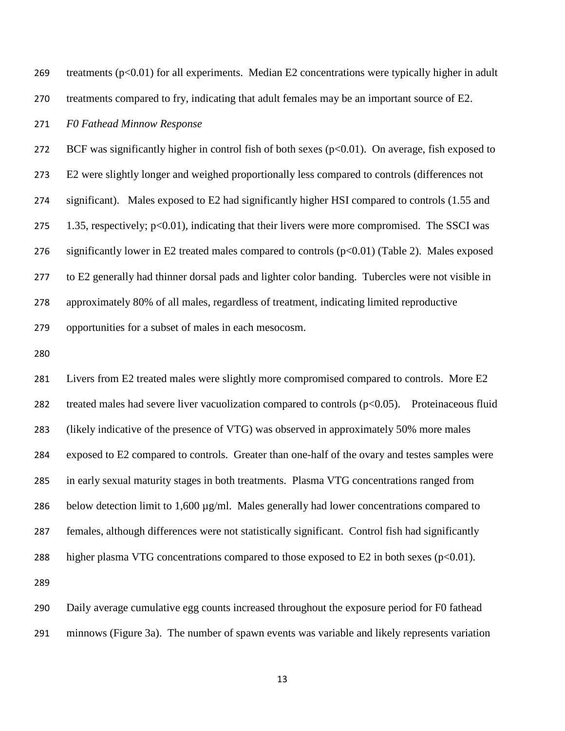treatments ($p<0.01$) for all experiments. Median E2 concentrations were typically higher in adult treatments compared to fry, indicating that adult females may be an important source of E2.

*F0 Fathead Minnow Response*

BCF was significantly higher in control fish of both sexes ($p<0.01$). On average, fish exposed to E2 were slightly longer and weighed proportionally less compared to controls (differences not significant). Males exposed to E2 had significantly higher HSI compared to controls (1.55 and 1.35, respectively; $p<0.01$), indicating that their livers were more compromised. The SSCI was significantly lower in E2 treated males compared to controls ($p<0.01$) (Table 2). Males exposed to E2 generally had thinner dorsal pads and lighter color banding. Tubercles were not visible in approximately 80% of all males, regardless of treatment, indicating limited reproductive opportunities for a subset of males in each mesocosm.

Livers from E2 treated males were slightly more compromised compared to controls. More E2 treated males had severe liver vacuolization compared to controls ($p<0.05$). Proteinaceous fluid (likely indicative of the presence of VTG) was observed in approximately 50% more males exposed to E2 compared to controls. Greater than one-half of the ovary and testes samples were in early sexual maturity stages in both treatments. Plasma VTG concentrations ranged from below detection limit to 1,600 µg/ml. Males generally had lower concentrations compared to females, although differences were not statistically significant. Control fish had significantly higher plasma VTG concentrations compared to those exposed to E2 in both sexes ($p<0.01$).

Daily average cumulative egg counts increased throughout the exposure period for F0 fathead minnows (Figure 3a). The number of spawn events was variable and likely represents variation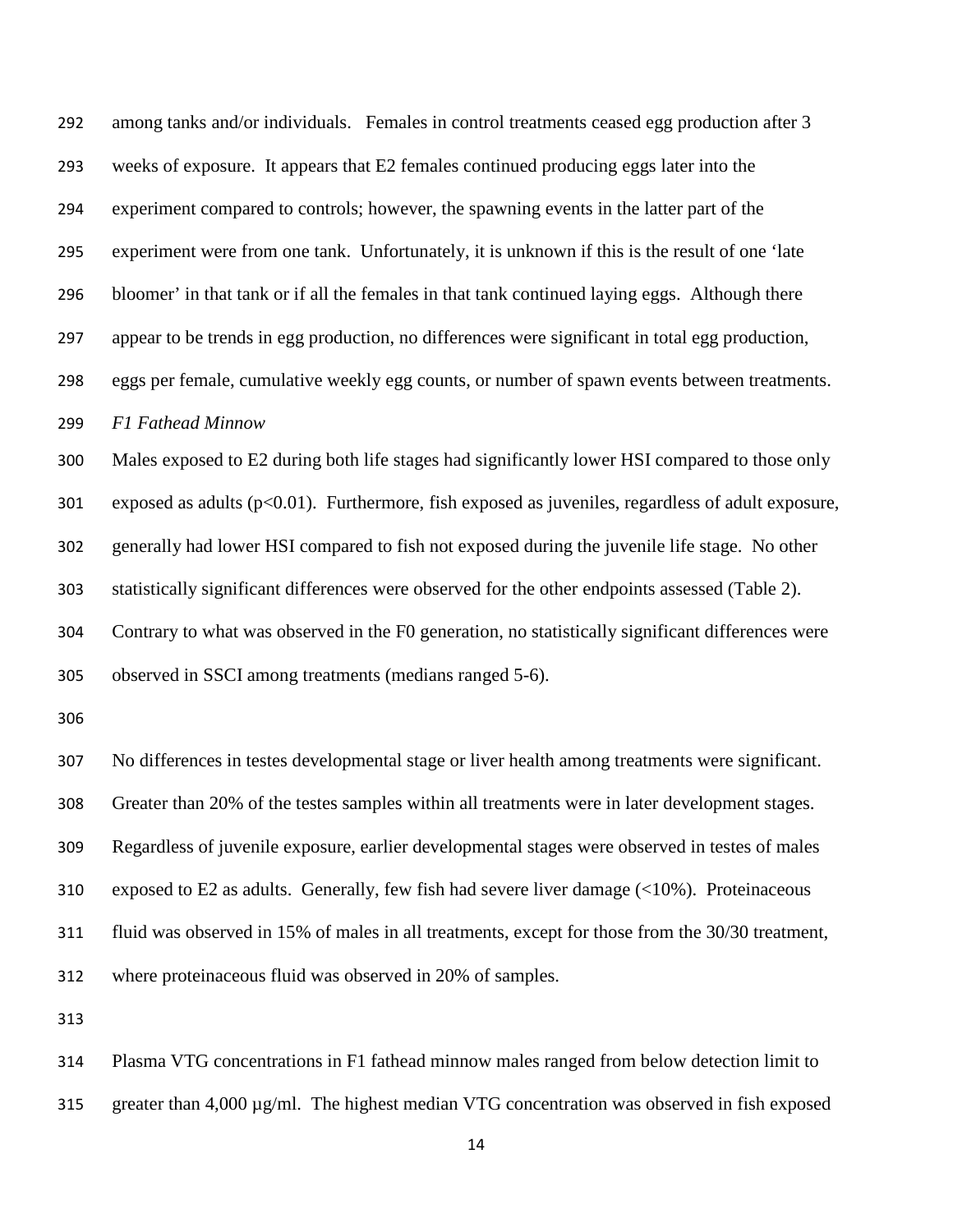among tanks and/or individuals. Females in control treatments ceased egg production after 3 weeks of exposure. It appears that E2 females continued producing eggs later into the experiment compared to controls; however, the spawning events in the latter part of the experiment were from one tank. Unfortunately, it is unknown if this is the result of one 'late bloomer' in that tank or if all the females in that tank continued laying eggs. Although there appear to be trends in egg production, no differences were significant in total egg production, eggs per female, cumulative weekly egg counts, or number of spawn events between treatments.

*F1 Fathead Minnow*

Males exposed to E2 during both life stages had significantly lower HSI compared to those only exposed as adults ($p<0.01$). Furthermore, fish exposed as juveniles, regardless of adult exposure, generally had lower HSI compared to fish not exposed during the juvenile life stage. No other statistically significant differences were observed for the other endpoints assessed (Table 2). Contrary to what was observed in the F0 generation, no statistically significant differences were observed in SSCI among treatments (medians ranged 5-6).

No differences in testes developmental stage or liver health among treatments were significant. Greater than 20% of the testes samples within all treatments were in later development stages. Regardless of juvenile exposure, earlier developmental stages were observed in testes of males exposed to E2 as adults. Generally, few fish had severe liver damage (<10%). Proteinaceous fluid was observed in 15% of males in all treatments, except for those from the 30/30 treatment, where proteinaceous fluid was observed in 20% of samples.

Plasma VTG concentrations in F1 fathead minnow males ranged from below detection limit to greater than 4,000 µg/ml. The highest median VTG concentration was observed in fish exposed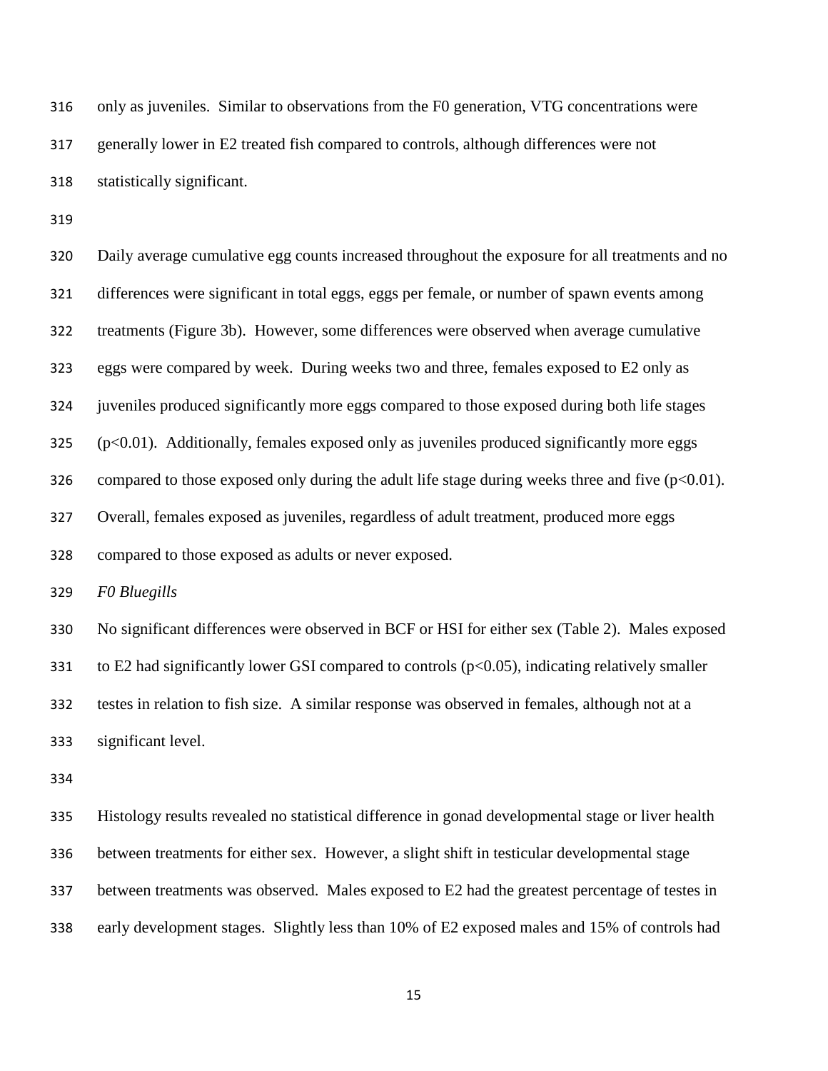only as juveniles. Similar to observations from the F0 generation, VTG concentrations were generally lower in E2 treated fish compared to controls, although differences were not statistically significant.

Daily average cumulative egg counts increased throughout the exposure for all treatments and no differences were significant in total eggs, eggs per female, or number of spawn events among treatments (Figure 3b). However, some differences were observed when average cumulative eggs were compared by week. During weeks two and three, females exposed to E2 only as juveniles produced significantly more eggs compared to those exposed during both life stages ($p<0.01$). Additionally, females exposed only as juveniles produced significantly more eggs compared to those exposed only during the adult life stage during weeks three and five ($p<0.01$). Overall, females exposed as juveniles, regardless of adult treatment, produced more eggs compared to those exposed as adults or never exposed.

*F0 Bluegills*

No significant differences were observed in BCF or HSI for either sex (Table 2). Males exposed to E2 had significantly lower GSI compared to controls ($p<0.05$), indicating relatively smaller testes in relation to fish size. A similar response was observed in females, although not at a significant level.

Histology results revealed no statistical difference in gonad developmental stage or liver health between treatments for either sex. However, a slight shift in testicular developmental stage between treatments was observed. Males exposed to E2 had the greatest percentage of testes in early development stages. Slightly less than 10% of E2 exposed males and 15% of controls had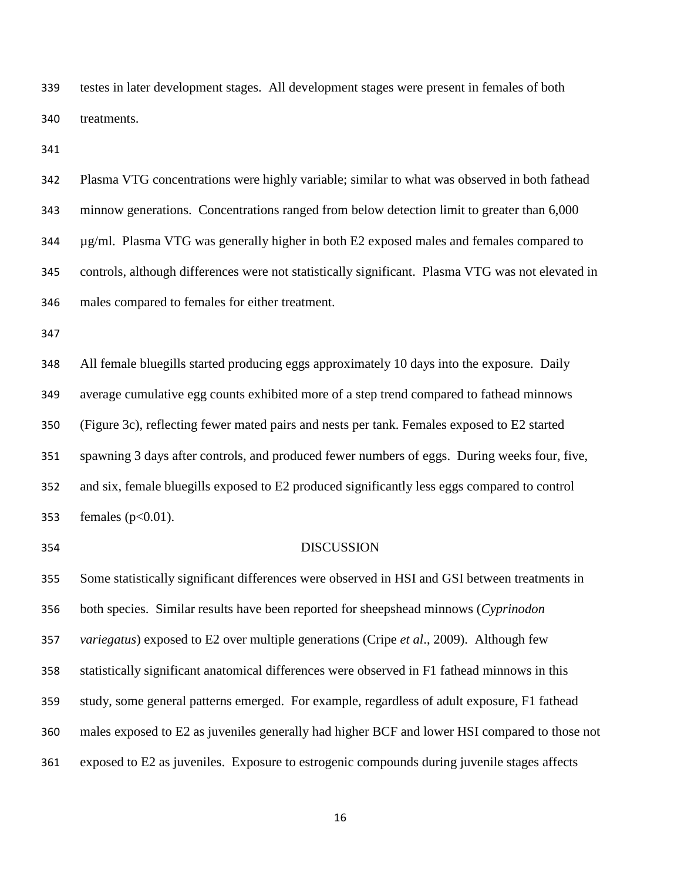testes in later development stages. All development stages were present in females of both treatments.

Plasma VTG concentrations were highly variable; similar to what was observed in both fathead minnow generations. Concentrations ranged from below detection limit to greater than 6,000 µg/ml. Plasma VTG was generally higher in both E2 exposed males and females compared to controls, although differences were not statistically significant. Plasma VTG was not elevated in males compared to females for either treatment.

All female bluegills started producing eggs approximately 10 days into the exposure. Daily average cumulative egg counts exhibited more of a step trend compared to fathead minnows (Figure 3c), reflecting fewer mated pairs and nests per tank. Females exposed to E2 started spawning 3 days after controls, and produced fewer numbers of eggs. During weeks four, five, and six, female bluegills exposed to E2 produced significantly less eggs compared to control females ($p<0.01$).

## DISCUSSION

Some statistically significant differences were observed in HSI and GSI between treatments in both species. Similar results have been reported for sheepshead minnows (*Cyprinodon variegatus*) exposed to E2 over multiple generations (Cripe *et al*., 2009). Although few statistically significant anatomical differences were observed in F1 fathead minnows in this study, some general patterns emerged. For example, regardless of adult exposure, F1 fathead males exposed to E2 as juveniles generally had higher BCF and lower HSI compared to those not exposed to E2 as juveniles. Exposure to estrogenic compounds during juvenile stages affects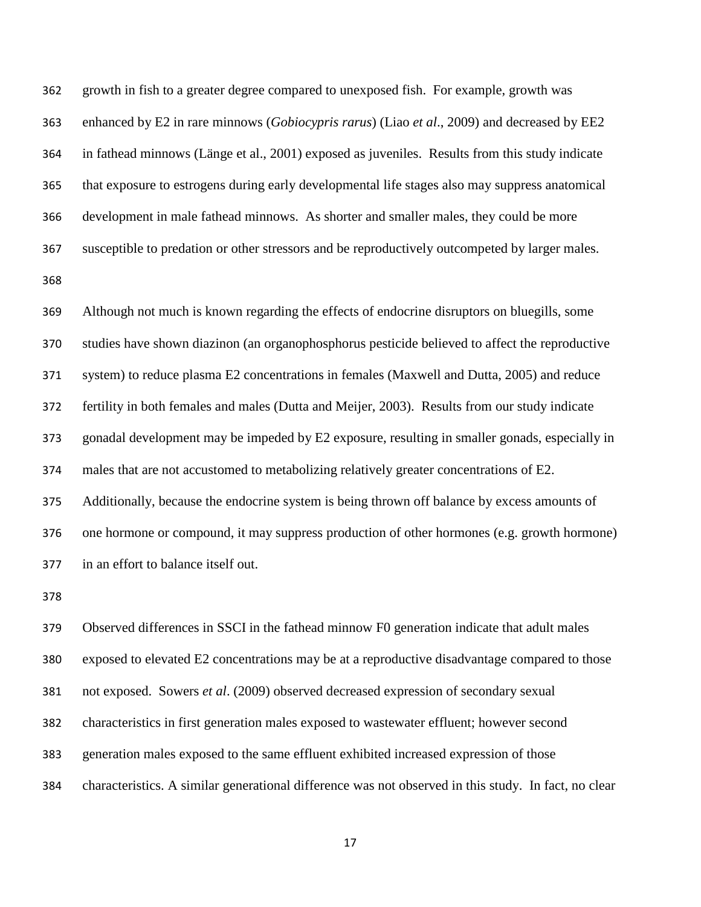growth in fish to a greater degree compared to unexposed fish. For example, growth was enhanced by E2 in rare minnows (*Gobiocypris rarus*) (Liao *et al*., 2009) and decreased by EE2 in fathead minnows (Länge et al., 2001) exposed as juveniles. Results from this study indicate that exposure to estrogens during early developmental life stages also may suppress anatomical development in male fathead minnows. As shorter and smaller males, they could be more susceptible to predation or other stressors and be reproductively outcompeted by larger males.

Although not much is known regarding the effects of endocrine disruptors on bluegills, some studies have shown diazinon (an organophosphorus pesticide believed to affect the reproductive system) to reduce plasma E2 concentrations in females (Maxwell and Dutta, 2005) and reduce fertility in both females and males (Dutta and Meijer, 2003). Results from our study indicate gonadal development may be impeded by E2 exposure, resulting in smaller gonads, especially in males that are not accustomed to metabolizing relatively greater concentrations of E2. Additionally, because the endocrine system is being thrown off balance by excess amounts of one hormone or compound, it may suppress production of other hormones (e.g. growth hormone) in an effort to balance itself out.

Observed differences in SSCI in the fathead minnow F0 generation indicate that adult males exposed to elevated E2 concentrations may be at a reproductive disadvantage compared to those not exposed. Sowers *et al*. (2009) observed decreased expression of secondary sexual characteristics in first generation males exposed to wastewater effluent; however second generation males exposed to the same effluent exhibited increased expression of those characteristics. A similar generational difference was not observed in this study. In fact, no clear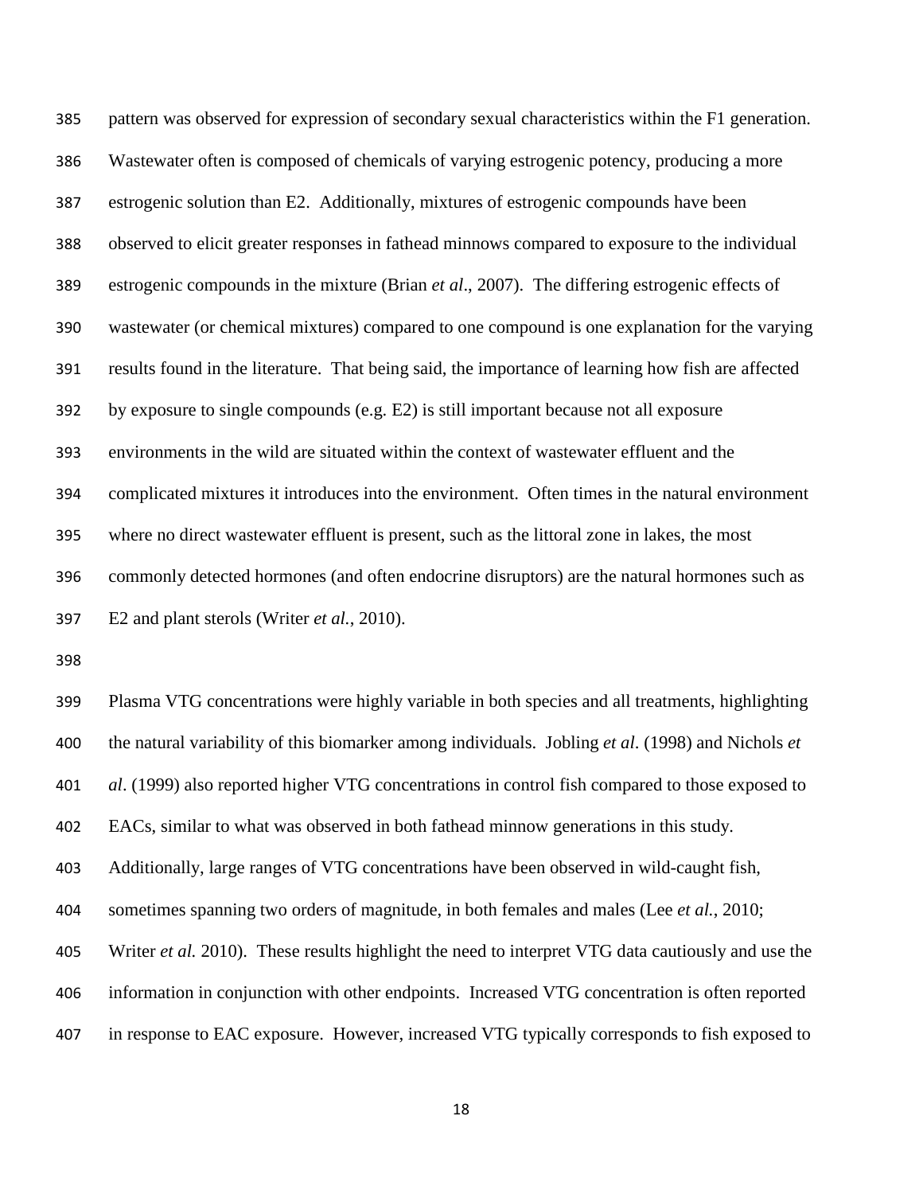pattern was observed for expression of secondary sexual characteristics within the F1 generation. Wastewater often is composed of chemicals of varying estrogenic potency, producing a more estrogenic solution than E2. Additionally, mixtures of estrogenic compounds have been observed to elicit greater responses in fathead minnows compared to exposure to the individual estrogenic compounds in the mixture (Brian *et al*., 2007). The differing estrogenic effects of wastewater (or chemical mixtures) compared to one compound is one explanation for the varying results found in the literature. That being said, the importance of learning how fish are affected by exposure to single compounds (e.g. E2) is still important because not all exposure environments in the wild are situated within the context of wastewater effluent and the complicated mixtures it introduces into the environment. Often times in the natural environment where no direct wastewater effluent is present, such as the littoral zone in lakes, the most commonly detected hormones (and often endocrine disruptors) are the natural hormones such as E2 and plant sterols (Writer *et al.*, 2010).

Plasma VTG concentrations were highly variable in both species and all treatments, highlighting the natural variability of this biomarker among individuals. Jobling *et al*. (1998) and Nichols *et al*. (1999) also reported higher VTG concentrations in control fish compared to those exposed to EACs, similar to what was observed in both fathead minnow generations in this study. Additionally, large ranges of VTG concentrations have been observed in wild-caught fish, sometimes spanning two orders of magnitude, in both females and males (Lee *et al.*, 2010; Writer *et al.* 2010). These results highlight the need to interpret VTG data cautiously and use the information in conjunction with other endpoints. Increased VTG concentration is often reported in response to EAC exposure. However, increased VTG typically corresponds to fish exposed to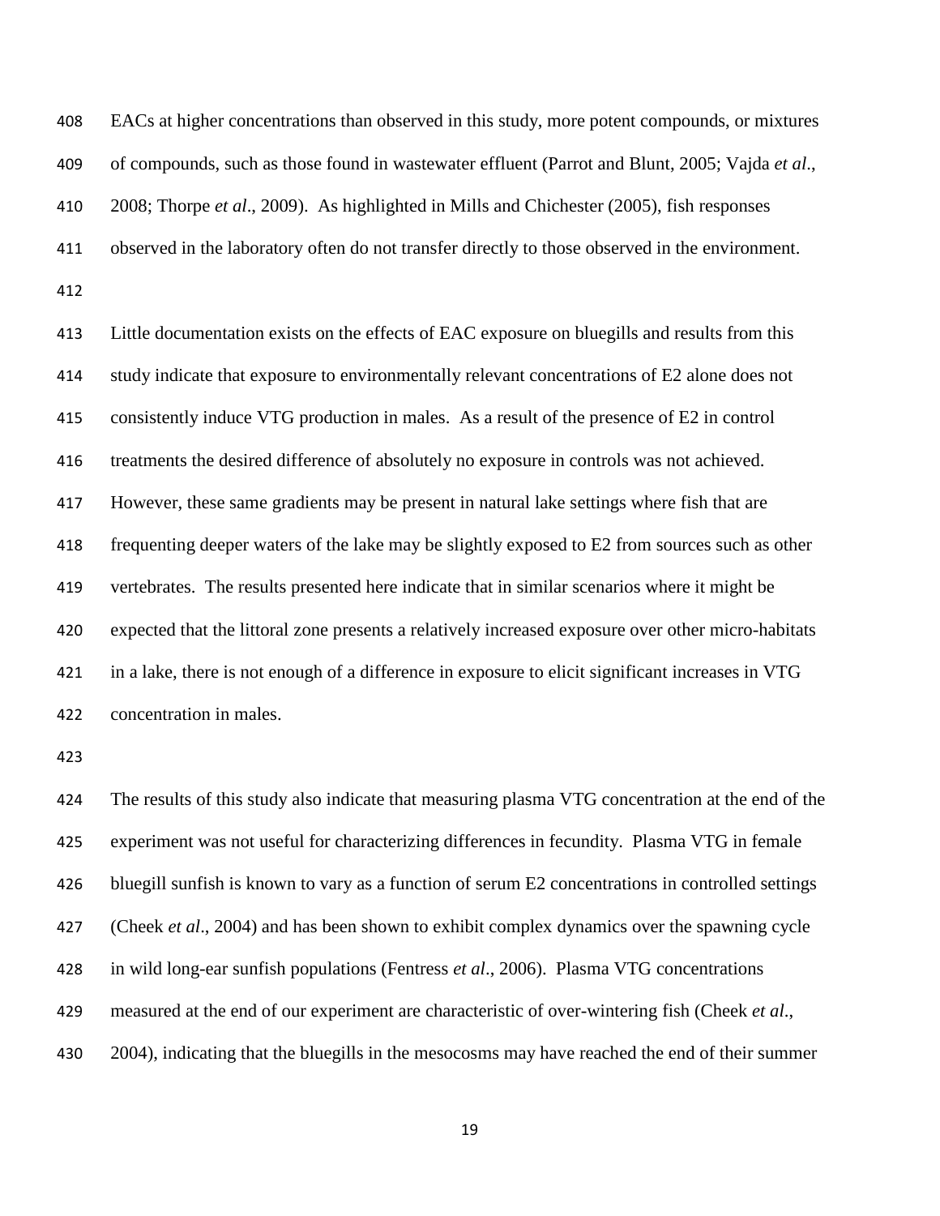EACs at higher concentrations than observed in this study, more potent compounds, or mixtures of compounds, such as those found in wastewater effluent (Parrot and Blunt, 2005; Vajda *et al.*, 2008; Thorpe *et al*., 2009). As highlighted in Mills and Chichester (2005), fish responses observed in the laboratory often do not transfer directly to those observed in the environment.

Little documentation exists on the effects of EAC exposure on bluegills and results from this study indicate that exposure to environmentally relevant concentrations of E2 alone does not consistently induce VTG production in males. As a result of the presence of E2 in control treatments the desired difference of absolutely no exposure in controls was not achieved. However, these same gradients may be present in natural lake settings where fish that are frequenting deeper waters of the lake may be slightly exposed to E2 from sources such as other vertebrates. The results presented here indicate that in similar scenarios where it might be expected that the littoral zone presents a relatively increased exposure over other micro-habitats in a lake, there is not enough of a difference in exposure to elicit significant increases in VTG concentration in males.

The results of this study also indicate that measuring plasma VTG concentration at the end of the experiment was not useful for characterizing differences in fecundity. Plasma VTG in female bluegill sunfish is known to vary as a function of serum E2 concentrations in controlled settings (Cheek *et al*., 2004) and has been shown to exhibit complex dynamics over the spawning cycle in wild long-ear sunfish populations (Fentress *et al*., 2006). Plasma VTG concentrations measured at the end of our experiment are characteristic of over-wintering fish (Cheek *et al*., 2004), indicating that the bluegills in the mesocosms may have reached the end of their summer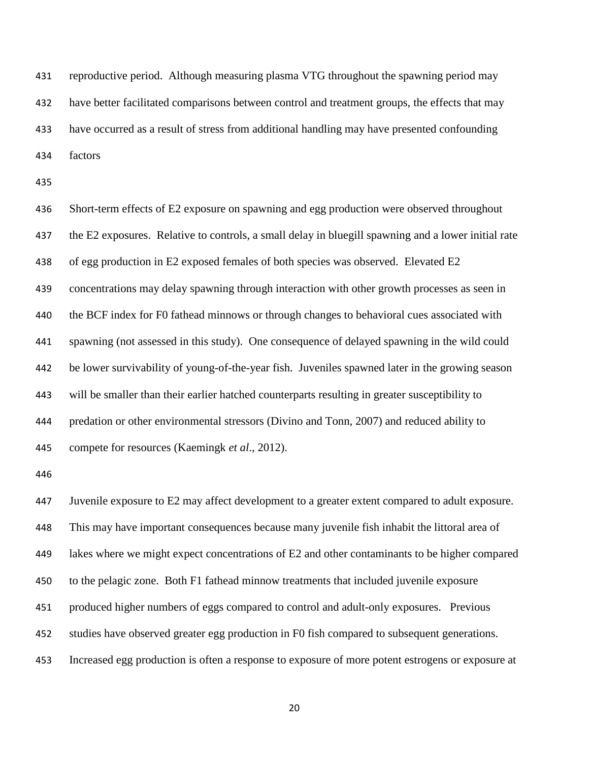reproductive period. Although measuring plasma VTG throughout the spawning period may have better facilitated comparisons between control and treatment groups, the effects that may have occurred as a result of stress from additional handling may have presented confounding factors

Short-term effects of E2 exposure on spawning and egg production were observed throughout the E2 exposures. Relative to controls, a small delay in bluegill spawning and a lower initial rate of egg production in E2 exposed females of both species was observed. Elevated E2 concentrations may delay spawning through interaction with other growth processes as seen in the BCF index for F0 fathead minnows or through changes to behavioral cues associated with spawning (not assessed in this study). One consequence of delayed spawning in the wild could be lower survivability of young-of-the-year fish. Juveniles spawned later in the growing season will be smaller than their earlier hatched counterparts resulting in greater susceptibility to predation or other environmental stressors (Divino and Tonn, 2007) and reduced ability to compete for resources (Kaemingk *et al*., 2012).

Juvenile exposure to E2 may affect development to a greater extent compared to adult exposure. This may have important consequences because many juvenile fish inhabit the littoral area of lakes where we might expect concentrations of E2 and other contaminants to be higher compared to the pelagic zone. Both F1 fathead minnow treatments that included juvenile exposure produced higher numbers of eggs compared to control and adult-only exposures. Previous studies have observed greater egg production in F0 fish compared to subsequent generations. Increased egg production is often a response to exposure of more potent estrogens or exposure at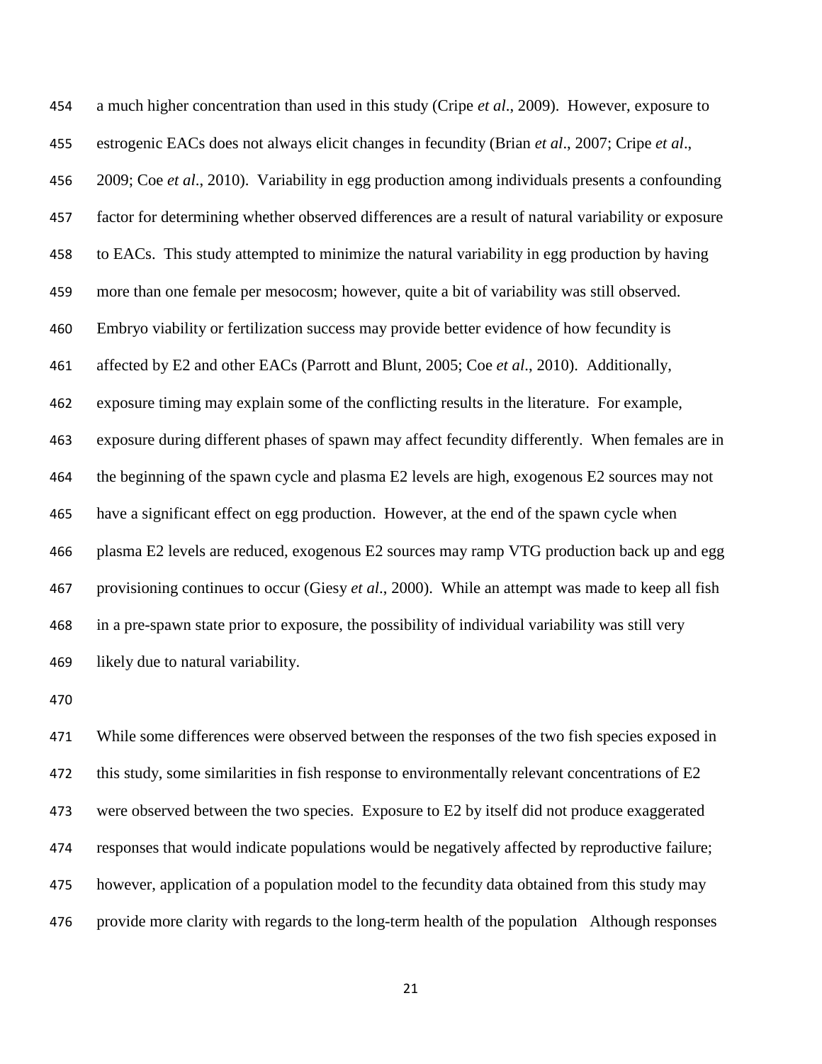a much higher concentration than used in this study (Cripe *et al*., 2009). However, exposure to estrogenic EACs does not always elicit changes in fecundity (Brian *et al*., 2007; Cripe *et al*., 2009; Coe *et al*., 2010). Variability in egg production among individuals presents a confounding factor for determining whether observed differences are a result of natural variability or exposure to EACs. This study attempted to minimize the natural variability in egg production by having more than one female per mesocosm; however, quite a bit of variability was still observed. Embryo viability or fertilization success may provide better evidence of how fecundity is affected by E2 and other EACs (Parrott and Blunt, 2005; Coe *et al*., 2010). Additionally, exposure timing may explain some of the conflicting results in the literature. For example, exposure during different phases of spawn may affect fecundity differently. When females are in the beginning of the spawn cycle and plasma E2 levels are high, exogenous E2 sources may not have a significant effect on egg production. However, at the end of the spawn cycle when plasma E2 levels are reduced, exogenous E2 sources may ramp VTG production back up and egg provisioning continues to occur (Giesy *et al*., 2000). While an attempt was made to keep all fish in a pre-spawn state prior to exposure, the possibility of individual variability was still very likely due to natural variability.

While some differences were observed between the responses of the two fish species exposed in this study, some similarities in fish response to environmentally relevant concentrations of E2 were observed between the two species. Exposure to E2 by itself did not produce exaggerated responses that would indicate populations would be negatively affected by reproductive failure; however, application of a population model to the fecundity data obtained from this study may provide more clarity with regards to the long-term health of the population Although responses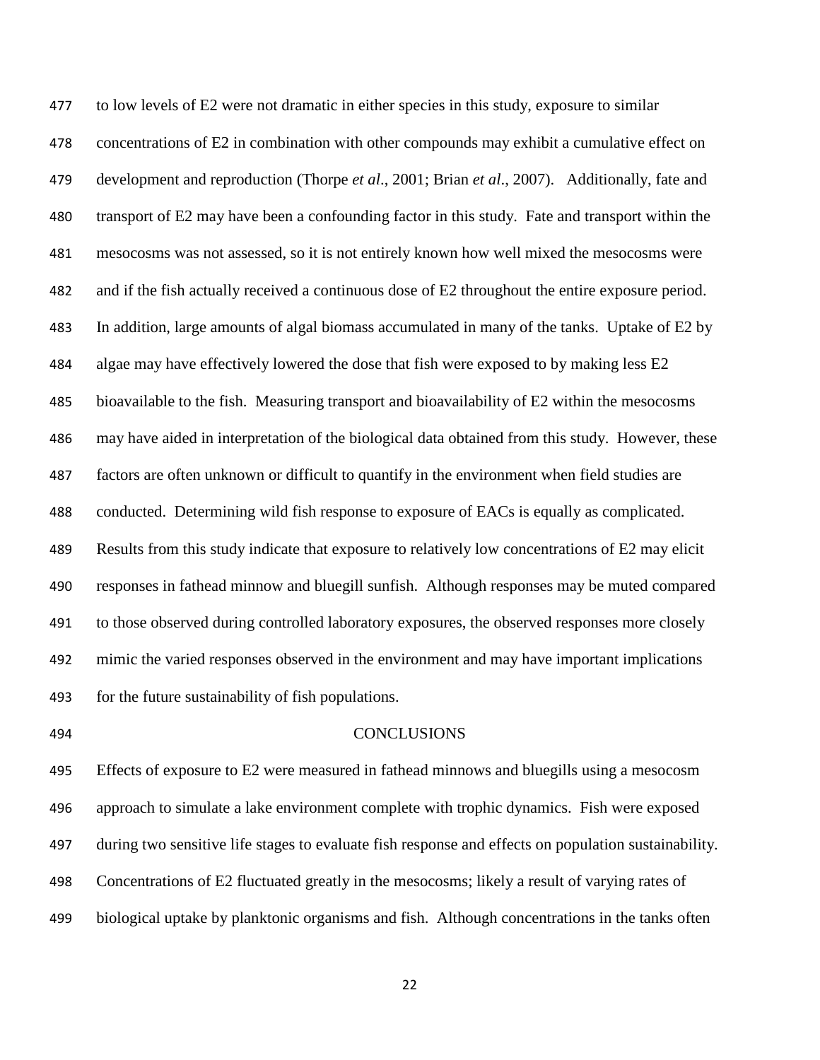to low levels of E2 were not dramatic in either species in this study, exposure to similar concentrations of E2 in combination with other compounds may exhibit a cumulative effect on development and reproduction (Thorpe *et al*., 2001; Brian *et al*., 2007). Additionally, fate and transport of E2 may have been a confounding factor in this study. Fate and transport within the mesocosms was not assessed, so it is not entirely known how well mixed the mesocosms were and if the fish actually received a continuous dose of E2 throughout the entire exposure period. In addition, large amounts of algal biomass accumulated in many of the tanks. Uptake of E2 by algae may have effectively lowered the dose that fish were exposed to by making less E2 bioavailable to the fish. Measuring transport and bioavailability of E2 within the mesocosms may have aided in interpretation of the biological data obtained from this study. However, these factors are often unknown or difficult to quantify in the environment when field studies are conducted. Determining wild fish response to exposure of EACs is equally as complicated. Results from this study indicate that exposure to relatively low concentrations of E2 may elicit responses in fathead minnow and bluegill sunfish. Although responses may be muted compared to those observed during controlled laboratory exposures, the observed responses more closely mimic the varied responses observed in the environment and may have important implications for the future sustainability of fish populations.

## CONCLUSIONS

Effects of exposure to E2 were measured in fathead minnows and bluegills using a mesocosm approach to simulate a lake environment complete with trophic dynamics. Fish were exposed during two sensitive life stages to evaluate fish response and effects on population sustainability. Concentrations of E2 fluctuated greatly in the mesocosms; likely a result of varying rates of biological uptake by planktonic organisms and fish. Although concentrations in the tanks often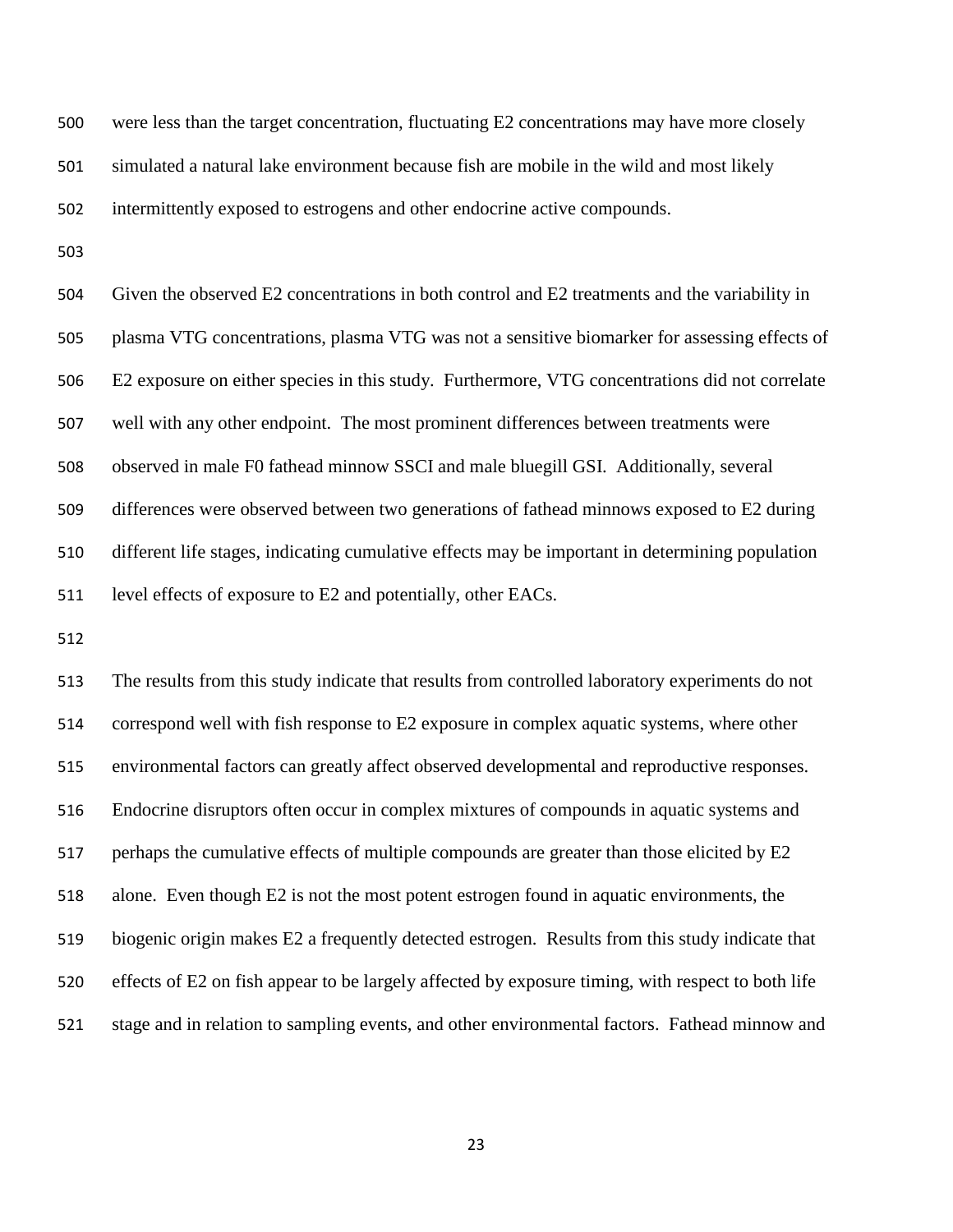were less than the target concentration, fluctuating E2 concentrations may have more closely simulated a natural lake environment because fish are mobile in the wild and most likely intermittently exposed to estrogens and other endocrine active compounds.

Given the observed E2 concentrations in both control and E2 treatments and the variability in plasma VTG concentrations, plasma VTG was not a sensitive biomarker for assessing effects of E2 exposure on either species in this study. Furthermore, VTG concentrations did not correlate well with any other endpoint. The most prominent differences between treatments were observed in male F0 fathead minnow SSCI and male bluegill GSI. Additionally, several differences were observed between two generations of fathead minnows exposed to E2 during different life stages, indicating cumulative effects may be important in determining population level effects of exposure to E2 and potentially, other EACs.

The results from this study indicate that results from controlled laboratory experiments do not correspond well with fish response to E2 exposure in complex aquatic systems, where other environmental factors can greatly affect observed developmental and reproductive responses. Endocrine disruptors often occur in complex mixtures of compounds in aquatic systems and perhaps the cumulative effects of multiple compounds are greater than those elicited by E2 alone. Even though E2 is not the most potent estrogen found in aquatic environments, the biogenic origin makes E2 a frequently detected estrogen. Results from this study indicate that effects of E2 on fish appear to be largely affected by exposure timing, with respect to both life stage and in relation to sampling events, and other environmental factors. Fathead minnow and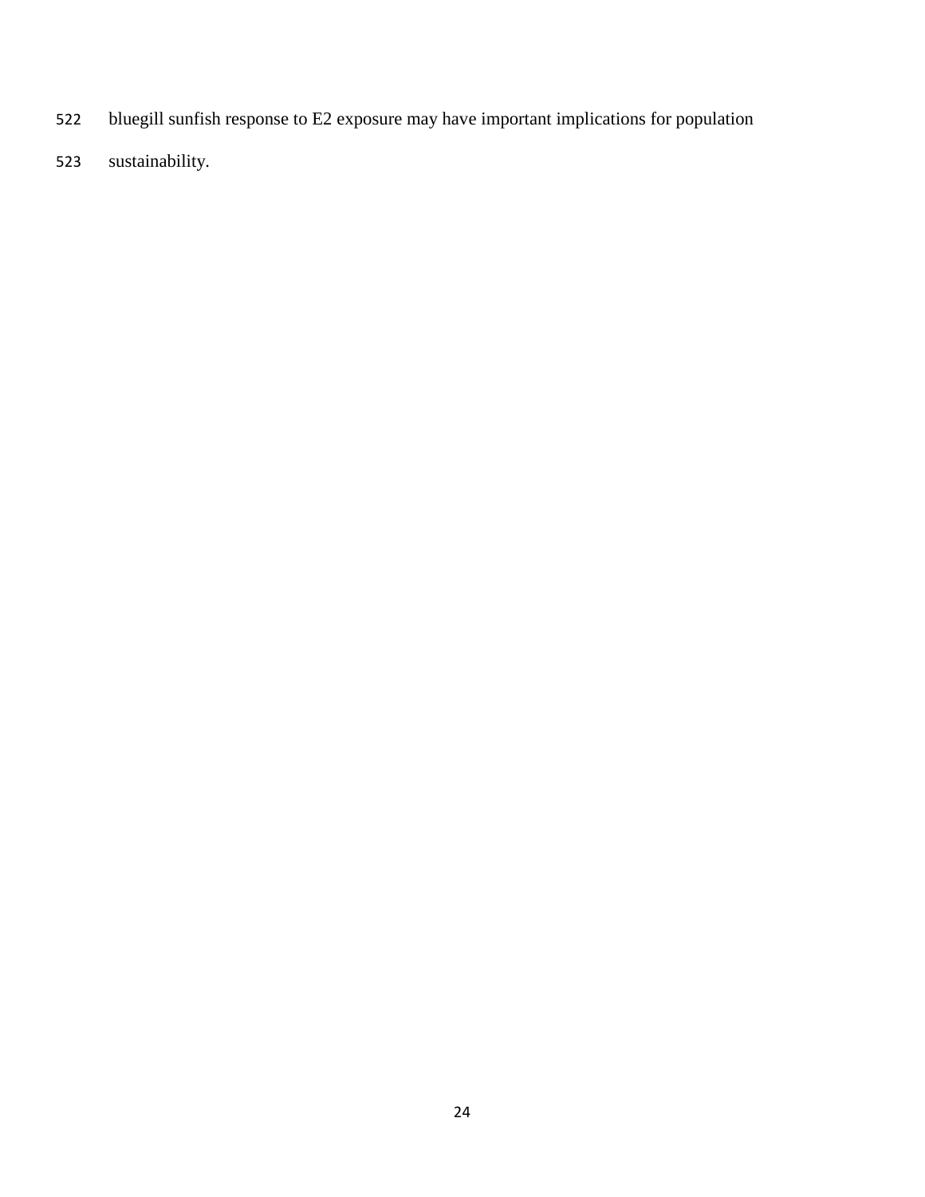bluegill sunfish response to E2 exposure may have important implications for population sustainability.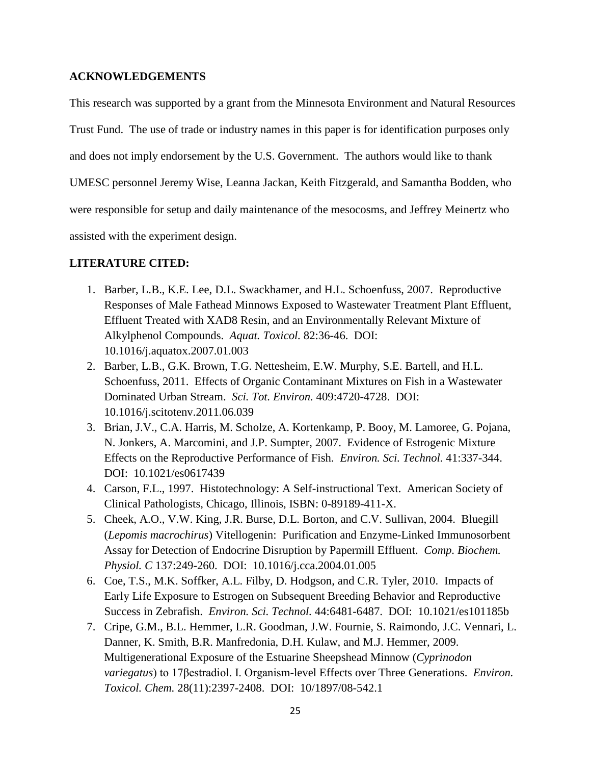## ACKNOWLEDGEMENTS

This research was supported by a grant from the Minnesota Environment and Natural Resources Trust Fund. The use of trade or industry names in this paper is for identification purposes only and does not imply endorsement by the U.S. Government. The authors would like to thank UMESC personnel Jeremy Wise, Leanna Jackan, Keith Fitzgerald, and Samantha Bodden, who were responsible for setup and daily maintenance of the mesocosms, and Jeffrey Meinertz who assisted with the experiment design.

## LITERATURE CITED:

1. Barber, L.B., K.E. Lee, D.L. Swackhamer, and H.L. Schoenfuss, 2007. Reproductive Responses of Male Fathead Minnows Exposed to Wastewater Treatment Plant Effluent, Effluent Treated with XAD8 Resin, and an Environmentally Relevant Mixture of Alkylphenol Compounds. *Aquat. Toxicol.* 82:36-46. DOI: 10.1016/j.aquatox.2007.01.003
2. Barber, L.B., G.K. Brown, T.G. Nettesheim, E.W. Murphy, S.E. Bartell, and H.L. Schoenfuss, 2011. Effects of Organic Contaminant Mixtures on Fish in a Wastewater Dominated Urban Stream. *Sci. Tot. Environ.* 409:4720-4728. DOI: 10.1016/j.scitotenv.2011.06.039
3. Brian, J.V., C.A. Harris, M. Scholze, A. Kortenkamp, P. Booy, M. Lamoree, G. Pojana, N. Jonkers, A. Marcomini, and J.P. Sumpter, 2007. Evidence of Estrogenic Mixture Effects on the Reproductive Performance of Fish. *Environ. Sci. Technol.* 41:337-344. DOI: 10.1021/es0617439
4. Carson, F.L., 1997. Histotechnology: A Self-instructional Text. American Society of Clinical Pathologists, Chicago, Illinois, ISBN: 0-89189-411-X.
5. Cheek, A.O., V.W. King, J.R. Burse, D.L. Borton, and C.V. Sullivan, 2004. Bluegill (*Lepomis macrochirus*) Vitellogenin: Purification and Enzyme-Linked Immunosorbent Assay for Detection of Endocrine Disruption by Papermill Effluent. *Comp. Biochem. Physiol. C* 137:249-260. DOI: 10.1016/j.cca.2004.01.005
6. Coe, T.S., M.K. Soffker, A.L. Filby, D. Hodgson, and C.R. Tyler, 2010. Impacts of Early Life Exposure to Estrogen on Subsequent Breeding Behavior and Reproductive Success in Zebrafish. *Environ. Sci. Technol.* 44:6481-6487. DOI: 10.1021/es101185b
7. Cripe, G.M., B.L. Hemmer, L.R. Goodman, J.W. Fournie, S. Raimondo, J.C. Vennari, L. Danner, K. Smith, B.R. Manfredonia, D.H. Kulaw, and M.J. Hemmer, 2009. Multigenerational Exposure of the Estuarine Sheepshead Minnow (*Cyprinodon variegatus*) to 17βestradiol. I. Organism-level Effects over Three Generations. *Environ. Toxicol. Chem.* 28(11):2397-2408. DOI: 10/1897/08-542.1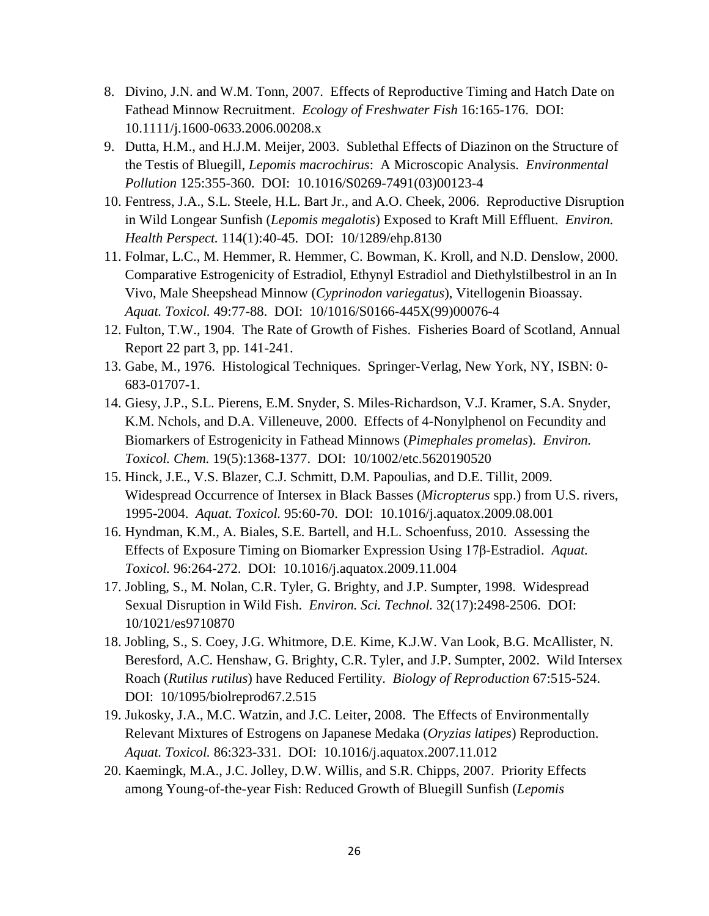8. Divino, J.N. and W.M. Tonn, 2007. Effects of Reproductive Timing and Hatch Date on Fathead Minnow Recruitment. *Ecology of Freshwater Fish* 16:165-176. DOI: 10.1111/j.1600-0633.2006.00208.x
9. Dutta, H.M., and H.J.M. Meijer, 2003. Sublethal Effects of Diazinon on the Structure of the Testis of Bluegill, *Lepomis macrochirus*: A Microscopic Analysis. *Environmental Pollution* 125:355-360. DOI: 10.1016/S0269-7491(03)00123-4
10. Fentress, J.A., S.L. Steele, H.L. Bart Jr., and A.O. Cheek, 2006. Reproductive Disruption in Wild Longear Sunfish (*Lepomis megalotis*) Exposed to Kraft Mill Effluent. *Environ. Health Perspect.* 114(1):40-45. DOI: 10/1289/ehp.8130
11. Folmar, L.C., M. Hemmer, R. Hemmer, C. Bowman, K. Kroll, and N.D. Denslow, 2000. Comparative Estrogenicity of Estradiol, Ethynyl Estradiol and Diethylstilbestrol in an In Vivo, Male Sheepshead Minnow (*Cyprinodon variegatus*), Vitellogenin Bioassay. *Aquat. Toxicol.* 49:77-88. DOI: 10/1016/S0166-445X(99)00076-4
12. Fulton, T.W., 1904. The Rate of Growth of Fishes. Fisheries Board of Scotland, Annual Report 22 part 3, pp. 141-241.
13. Gabe, M., 1976. Histological Techniques. Springer-Verlag, New York, NY, ISBN: 0-683-01707-1.
14. Giesy, J.P., S.L. Pierens, E.M. Snyder, S. Miles-Richardson, V.J. Kramer, S.A. Snyder, K.M. Nchols, and D.A. Villeneuve, 2000. Effects of 4-Nonylphenol on Fecundity and Biomarkers of Estrogenicity in Fathead Minnows (*Pimephales promelas*). *Environ. Toxicol. Chem.* 19(5):1368-1377. DOI: 10/1002/etc.5620190520
15. Hinck, J.E., V.S. Blazer, C.J. Schmitt, D.M. Papoulias, and D.E. Tillit, 2009. Widespread Occurrence of Intersex in Black Basses (*Micropterus* spp.) from U.S. rivers, 1995-2004. *Aquat. Toxicol.* 95:60-70. DOI: 10.1016/j.aquatox.2009.08.001
16. Hyndman, K.M., A. Biales, S.E. Bartell, and H.L. Schoenfuss, 2010. Assessing the Effects of Exposure Timing on Biomarker Expression Using 17β-Estradiol. *Aquat. Toxicol.* 96:264-272. DOI: 10.1016/j.aquatox.2009.11.004
17. Jobling, S., M. Nolan, C.R. Tyler, G. Brighty, and J.P. Sumpter, 1998. Widespread Sexual Disruption in Wild Fish. *Environ. Sci. Technol.* 32(17):2498-2506. DOI: 10/1021/es9710870
18. Jobling, S., S. Coey, J.G. Whitmore, D.E. Kime, K.J.W. Van Look, B.G. McAllister, N. Beresford, A.C. Henshaw, G. Brighty, C.R. Tyler, and J.P. Sumpter, 2002. Wild Intersex Roach (*Rutilus rutilus*) have Reduced Fertility. *Biology of Reproduction* 67:515-524. DOI: 10/1095/biolreprod67.2.515
19. Jukosky, J.A., M.C. Watzin, and J.C. Leiter, 2008. The Effects of Environmentally Relevant Mixtures of Estrogens on Japanese Medaka (*Oryzias latipes*) Reproduction. *Aquat. Toxicol.* 86:323-331. DOI: 10.1016/j.aquatox.2007.11.012
20. Kaemingk, M.A., J.C. Jolley, D.W. Willis, and S.R. Chipps, 2007. Priority Effects among Young-of-the-year Fish: Reduced Growth of Bluegill Sunfish (*Lepomis*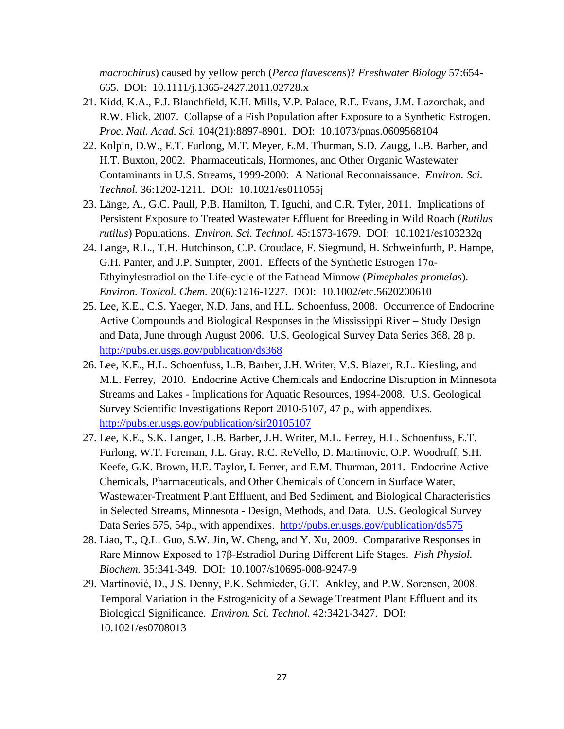*macrochirus*) caused by yellow perch (*Perca flavescens*)? *Freshwater Biology* 57:654-665. DOI: 10.1111/j.1365-2427.2011.02728.x

21. Kidd, K.A., P.J. Blanchfield, K.H. Mills, V.P. Palace, R.E. Evans, J.M. Lazorchak, and R.W. Flick, 2007. Collapse of a Fish Population after Exposure to a Synthetic Estrogen. *Proc. Natl. Acad. Sci.* 104(21):8897-8901. DOI: 10.1073/pnas.0609568104
22. Kolpin, D.W., E.T. Furlong, M.T. Meyer, E.M. Thurman, S.D. Zaugg, L.B. Barber, and H.T. Buxton, 2002. Pharmaceuticals, Hormones, and Other Organic Wastewater Contaminants in U.S. Streams, 1999-2000: A National Reconnaissance. *Environ. Sci. Technol.* 36:1202-1211. DOI: 10.1021/es011055j
23. Länge, A., G.C. Paull, P.B. Hamilton, T. Iguchi, and C.R. Tyler, 2011. Implications of Persistent Exposure to Treated Wastewater Effluent for Breeding in Wild Roach (*Rutilus rutilus*) Populations. *Environ. Sci. Technol.* 45:1673-1679. DOI: 10.1021/es103232q
24. Lange, R.L., T.H. Hutchinson, C.P. Croudace, F. Siegmund, H. Schweinfurth, P. Hampe, G.H. Panter, and J.P. Sumpter, 2001. Effects of the Synthetic Estrogen 17α-Ethyinylestradiol on the Life-cycle of the Fathead Minnow (*Pimephales promelas*). *Environ. Toxicol. Chem.* 20(6):1216-1227. DOI: 10.1002/etc.5620200610
25. Lee, K.E., C.S. Yaeger, N.D. Jans, and H.L. Schoenfuss, 2008. Occurrence of Endocrine Active Compounds and Biological Responses in the Mississippi River – Study Design and Data, June through August 2006. U.S. Geological Survey Data Series 368, 28 p. http://pubs.er.usgs.gov/publication/ds368
26. Lee, K.E., H.L. Schoenfuss, L.B. Barber, J.H. Writer, V.S. Blazer, R.L. Kiesling, and M.L. Ferrey, 2010. Endocrine Active Chemicals and Endocrine Disruption in Minnesota Streams and Lakes - Implications for Aquatic Resources, 1994-2008. U.S. Geological Survey Scientific Investigations Report 2010-5107, 47 p., with appendixes. http://pubs.er.usgs.gov/publication/sir20105107
27. Lee, K.E., S.K. Langer, L.B. Barber, J.H. Writer, M.L. Ferrey, H.L. Schoenfuss, E.T. Furlong, W.T. Foreman, J.L. Gray, R.C. ReVello, D. Martinovic, O.P. Woodruff, S.H. Keefe, G.K. Brown, H.E. Taylor, I. Ferrer, and E.M. Thurman, 2011. Endocrine Active Chemicals, Pharmaceuticals, and Other Chemicals of Concern in Surface Water, Wastewater-Treatment Plant Effluent, and Bed Sediment, and Biological Characteristics in Selected Streams, Minnesota - Design, Methods, and Data. U.S. Geological Survey Data Series 575, 54p., with appendixes. http://pubs.er.usgs.gov/publication/ds575
28. Liao, T., Q.L. Guo, S.W. Jin, W. Cheng, and Y. Xu, 2009. Comparative Responses in Rare Minnow Exposed to 17β-Estradiol During Different Life Stages. *Fish Physiol. Biochem.* 35:341-349. DOI: 10.1007/s10695-008-9247-9
29. Martinović, D., J.S. Denny, P.K. Schmieder, G.T. Ankley, and P.W. Sorensen, 2008. Temporal Variation in the Estrogenicity of a Sewage Treatment Plant Effluent and its Biological Significance. *Environ. Sci. Technol.* 42:3421-3427. DOI: 10.1021/es0708013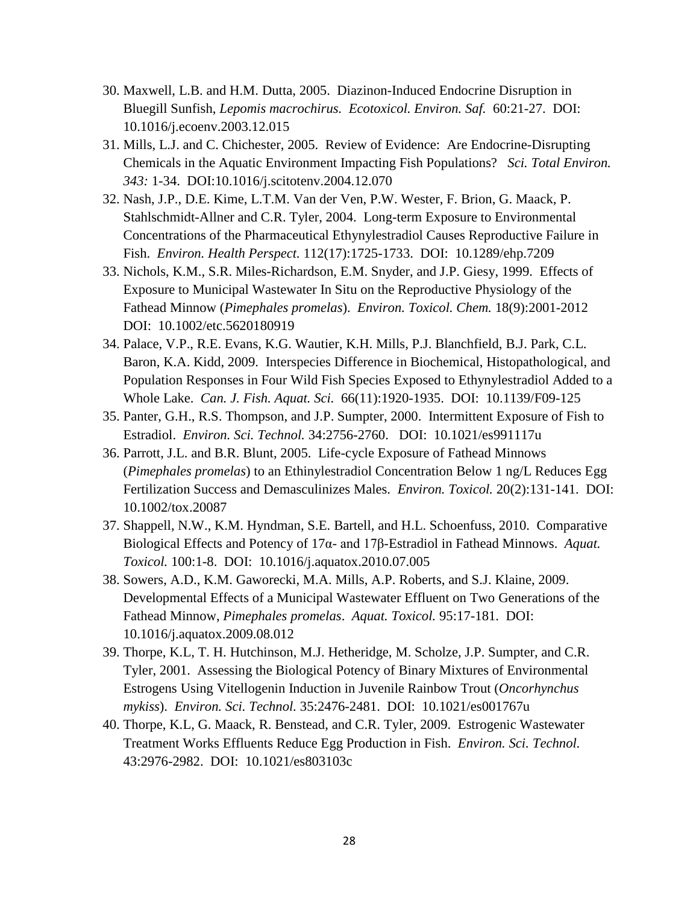30. Maxwell, L.B. and H.M. Dutta, 2005. Diazinon-Induced Endocrine Disruption in Bluegill Sunfish, *Lepomis macrochirus*. *Ecotoxicol. Environ. Saf.* 60:21-27. DOI: 10.1016/j.ecoenv.2003.12.015
31. Mills, L.J. and C. Chichester, 2005. Review of Evidence: Are Endocrine-Disrupting Chemicals in the Aquatic Environment Impacting Fish Populations? *Sci. Total Environ. 343:* 1-34. DOI:10.1016/j.scitotenv.2004.12.070
32. Nash, J.P., D.E. Kime, L.T.M. Van der Ven, P.W. Wester, F. Brion, G. Maack, P. Stahlschmidt-Allner and C.R. Tyler, 2004. Long-term Exposure to Environmental Concentrations of the Pharmaceutical Ethynylestradiol Causes Reproductive Failure in Fish. *Environ. Health Perspect.* 112(17):1725-1733. DOI: 10.1289/ehp.7209
33. Nichols, K.M., S.R. Miles-Richardson, E.M. Snyder, and J.P. Giesy, 1999. Effects of Exposure to Municipal Wastewater In Situ on the Reproductive Physiology of the Fathead Minnow (*Pimephales promelas*). *Environ. Toxicol. Chem.* 18(9):2001-2012 DOI: 10.1002/etc.5620180919
34. Palace, V.P., R.E. Evans, K.G. Wautier, K.H. Mills, P.J. Blanchfield, B.J. Park, C.L. Baron, K.A. Kidd, 2009. Interspecies Difference in Biochemical, Histopathological, and Population Responses in Four Wild Fish Species Exposed to Ethynylestradiol Added to a Whole Lake. *Can. J. Fish. Aquat. Sci.* 66(11):1920-1935. DOI: 10.1139/F09-125
35. Panter, G.H., R.S. Thompson, and J.P. Sumpter, 2000. Intermittent Exposure of Fish to Estradiol. *Environ. Sci. Technol.* 34:2756-2760. DOI: 10.1021/es991117u
36. Parrott, J.L. and B.R. Blunt, 2005. Life-cycle Exposure of Fathead Minnows (*Pimephales promelas*) to an Ethinylestradiol Concentration Below 1 ng/L Reduces Egg Fertilization Success and Demasculinizes Males. *Environ. Toxicol.* 20(2):131-141. DOI: 10.1002/tox.20087
37. Shappell, N.W., K.M. Hyndman, S.E. Bartell, and H.L. Schoenfuss, 2010. Comparative Biological Effects and Potency of 17α- and 17β-Estradiol in Fathead Minnows. *Aquat. Toxicol.* 100:1-8. DOI: 10.1016/j.aquatox.2010.07.005
38. Sowers, A.D., K.M. Gaworecki, M.A. Mills, A.P. Roberts, and S.J. Klaine, 2009. Developmental Effects of a Municipal Wastewater Effluent on Two Generations of the Fathead Minnow, *Pimephales promelas*. *Aquat. Toxicol.* 95:17-181. DOI: 10.1016/j.aquatox.2009.08.012
39. Thorpe, K.L, T. H. Hutchinson, M.J. Hetheridge, M. Scholze, J.P. Sumpter, and C.R. Tyler, 2001. Assessing the Biological Potency of Binary Mixtures of Environmental Estrogens Using Vitellogenin Induction in Juvenile Rainbow Trout (*Oncorhynchus mykiss*). *Environ. Sci. Technol.* 35:2476-2481. DOI: 10.1021/es001767u
40. Thorpe, K.L, G. Maack, R. Benstead, and C.R. Tyler, 2009. Estrogenic Wastewater Treatment Works Effluents Reduce Egg Production in Fish. *Environ. Sci. Technol.* 43:2976-2982. DOI: 10.1021/es803103c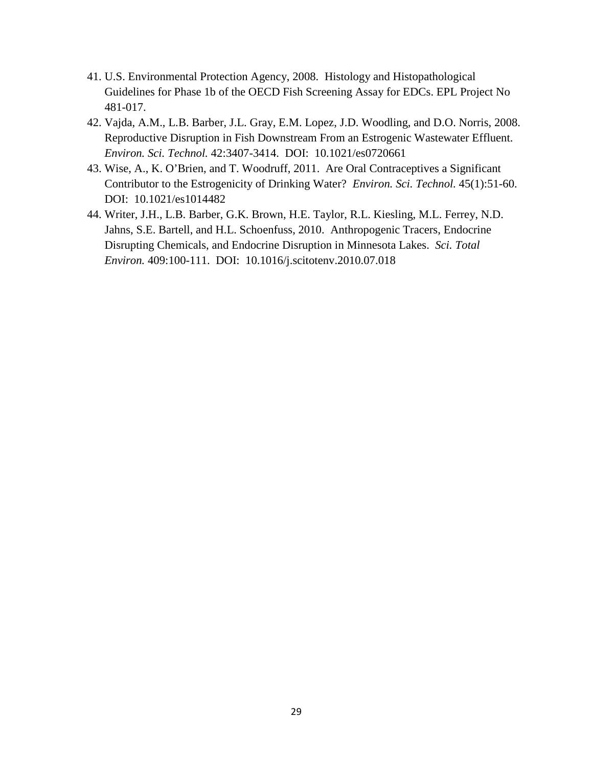41. U.S. Environmental Protection Agency, 2008. Histology and Histopathological Guidelines for Phase 1b of the OECD Fish Screening Assay for EDCs. EPL Project No 481-017.
42. Vajda, A.M., L.B. Barber, J.L. Gray, E.M. Lopez, J.D. Woodling, and D.O. Norris, 2008. Reproductive Disruption in Fish Downstream From an Estrogenic Wastewater Effluent. *Environ. Sci. Technol.* 42:3407-3414. DOI: 10.1021/es0720661
43. Wise, A., K. O'Brien, and T. Woodruff, 2011. Are Oral Contraceptives a Significant Contributor to the Estrogenicity of Drinking Water? *Environ. Sci. Technol.* 45(1):51-60. DOI: 10.1021/es1014482
44. Writer, J.H., L.B. Barber, G.K. Brown, H.E. Taylor, R.L. Kiesling, M.L. Ferrey, N.D. Jahns, S.E. Bartell, and H.L. Schoenfuss, 2010. Anthropogenic Tracers, Endocrine Disrupting Chemicals, and Endocrine Disruption in Minnesota Lakes. *Sci. Total Environ.* 409:100-111. DOI: 10.1016/j.scitotenv.2010.07.018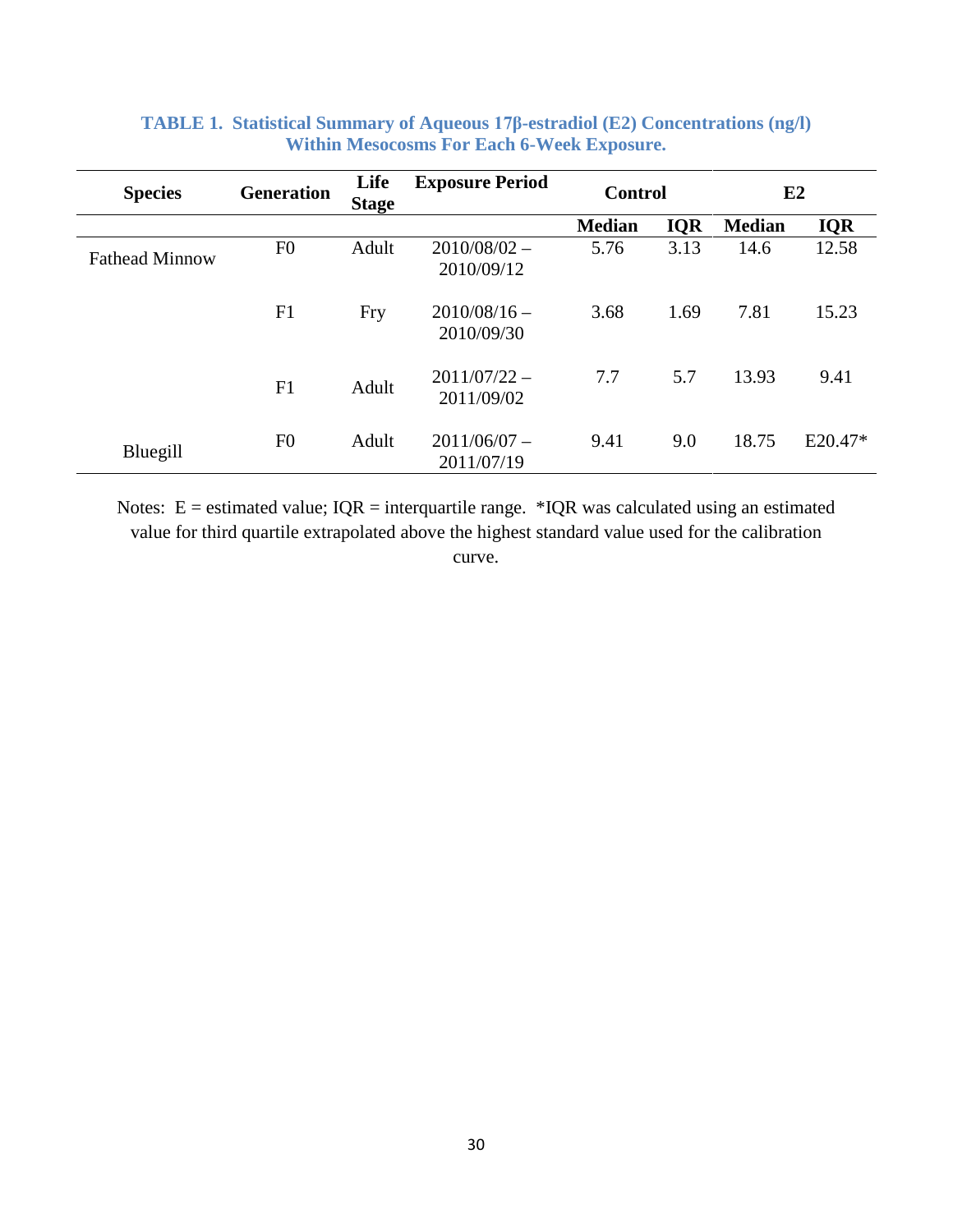**TABLE 1. Statistical Summary of Aqueous 17β-estradiol (E2) Concentrations (ng/l) Within Mesocosms For Each 6-Week Exposure.**

| Species | Generation | Life Stage | Exposure Period | Control | | E2 | |
|---|---|---|---|---|---|---|---|
| | | | | Median | IQR | Median | IQR |
| Fathead Minnow | F0 | Adult | 2010/08/02 – 2010/09/12 | 5.76 | 3.13 | 14.6 | 12.58 |
| | F1 | Fry | 2010/08/16 – 2010/09/30 | 3.68 | 1.69 | 7.81 | 15.23 |
| | F1 | Adult | 2011/07/22 – 2011/09/02 | 7.7 | 5.7 | 13.93 | 9.41 |
| Bluegill | F0 | Adult | 2011/06/07 – 2011/07/19 | 9.41 | 9.0 | 18.75 | E20.47* |

Notes: E = estimated value; IQR = interquartile range. *IQR was calculated using an estimated value for third quartile extrapolated above the highest standard value used for the calibration curve.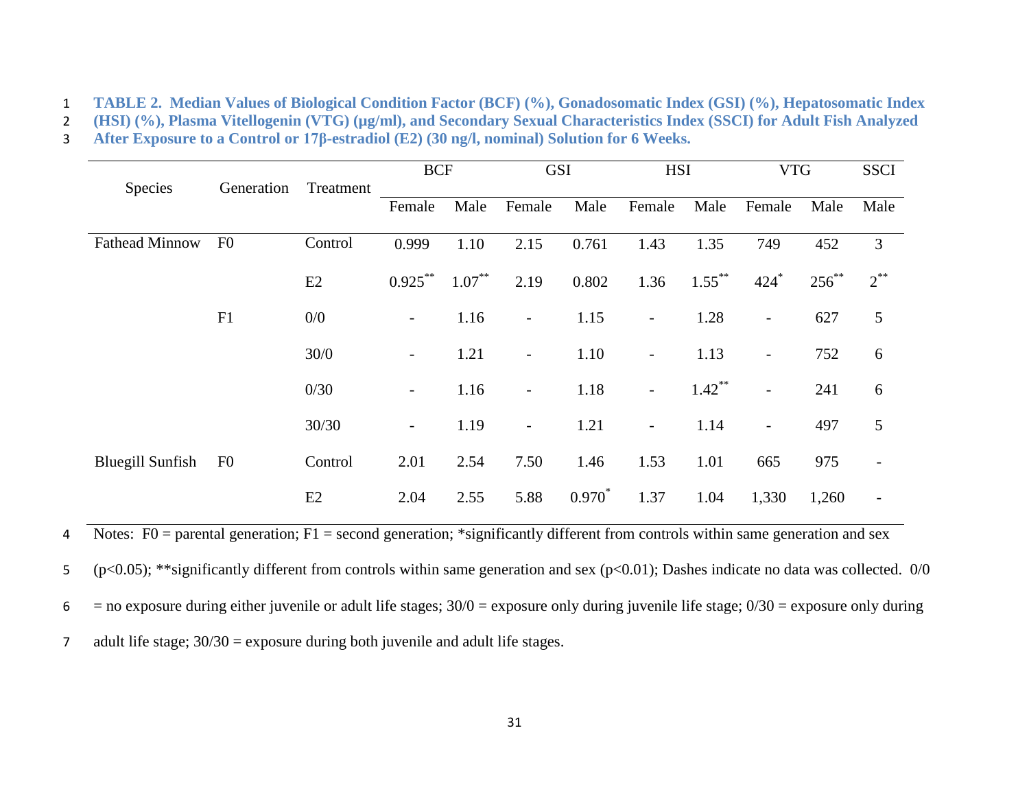**TABLE 2. Median Values of Biological Condition Factor (BCF) (%), Gonadosomatic Index (GSI) (%), Hepatosomatic Index (HSI) (%), Plasma Vitellogenin (VTG) (μg/ml), and Secondary Sexual Characteristics Index (SSCI) for Adult Fish Analyzed After Exposure to a Control or 17β-estradiol (E2) (30 ng/l, nominal) Solution for 6 Weeks.**

| Species | Generation | Treatment | BCF | | GSI | | HSI | | VTG | | SSCI |
|---|---|---|---|---|---|---|---|---|---|---|---|
| | | | Female | Male | Female | Male | Female | Male | Female | Male | Male |
| Fathead Minnow | F0 | Control | 0.999 | 1.10 | 2.15 | 0.761 | 1.43 | 1.35 | 749 | 452 | 3 |
| | | E2 | 0.925** | 1.07** | 2.19 | 0.802 | 1.36 | 1.55** | 424* | 256** | 2** |
| | F1 | 0/0 | - | 1.16 | - | 1.15 | - | 1.28 | - | 627 | 5 |
| | | 30/0 | - | 1.21 | - | 1.10 | - | 1.13 | - | 752 | 6 |
| | | 0/30 | - | 1.16 | - | 1.18 | - | 1.42** | - | 241 | 6 |
| | | 30/30 | - | 1.19 | - | 1.21 | - | 1.14 | - | 497 | 5 |
| Bluegill Sunfish | F0 | Control | 2.01 | 2.54 | 7.50 | 1.46 | 1.53 | 1.01 | 665 | 975 | - |
| | | E2 | 2.04 | 2.55 | 5.88 | 0.970* | 1.37 | 1.04 | 1,330 | 1,260 | - |

Notes: F0 = parental generation; F1 = second generation; *significantly different from controls within same generation and sex ($p<0.05$); **significantly different from controls within same generation and sex ($p<0.01$); Dashes indicate no data was collected. 0/0 = no exposure during either juvenile or adult life stages; 30/0 = exposure only during juvenile life stage; 0/30 = exposure only during adult life stage; 30/30 = exposure during both juvenile and adult life stages.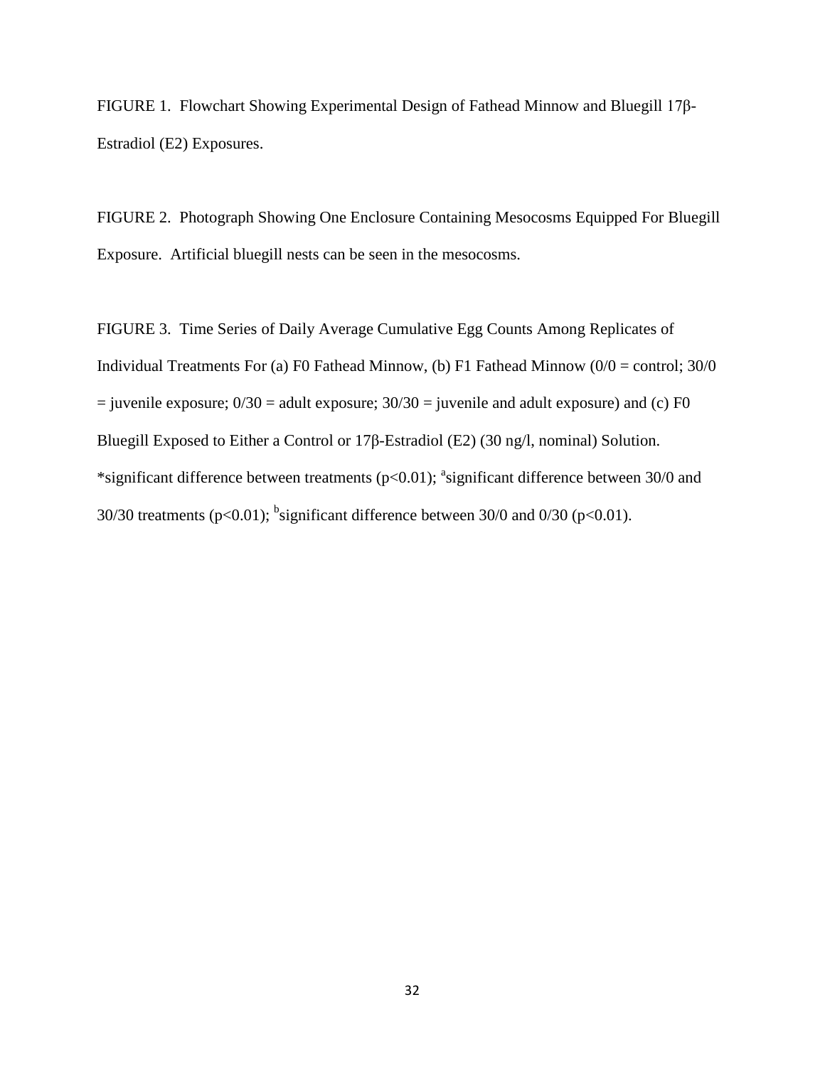FIGURE 1. Flowchart Showing Experimental Design of Fathead Minnow and Bluegill 17β-Estradiol (E2) Exposures.

FIGURE 2. Photograph Showing One Enclosure Containing Mesocosms Equipped For Bluegill Exposure. Artificial bluegill nests can be seen in the mesocosms.

FIGURE 3. Time Series of Daily Average Cumulative Egg Counts Among Replicates of Individual Treatments For (a) F0 Fathead Minnow, (b) F1 Fathead Minnow (0/0 = control; 30/0 = juvenile exposure; 0/30 = adult exposure; 30/30 = juvenile and adult exposure) and (c) F0 Bluegill Exposed to Either a Control or 17β-Estradiol (E2) (30 ng/l, nominal) Solution. *significant difference between treatments ($p<0.01$); [a]significant difference between 30/0 and 30/30 treatments ($p<0.01$); [b]significant difference between 30/0 and 0/30 ($p<0.01$).